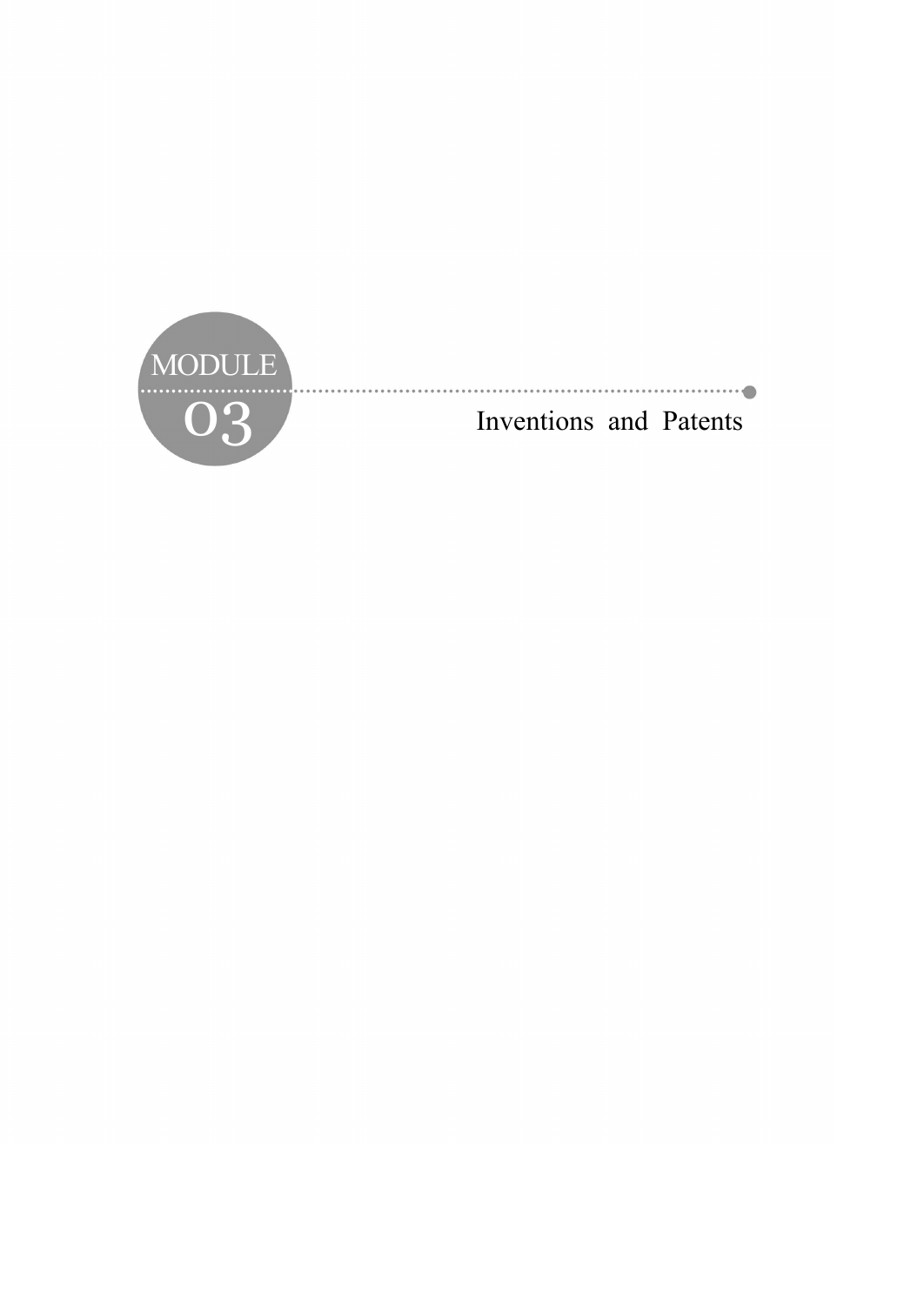# MODULE 03

# Inventions and Patents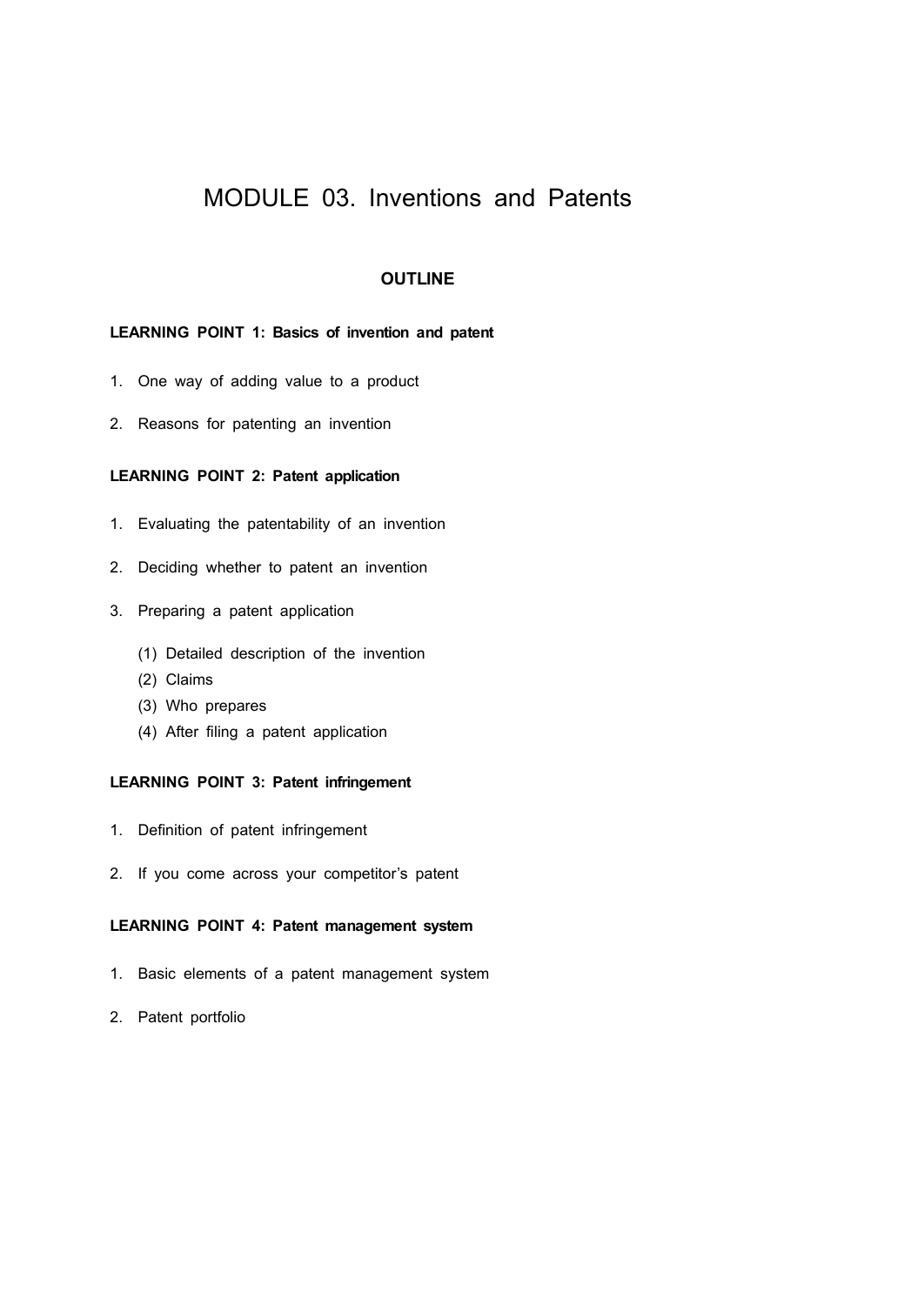# MODULE 03. Inventions and Patents

## OUTLINE

**LEARNING POINT 1: Basics of invention and patent**

1. One way of adding value to a product
2. Reasons for patenting an invention

**LEARNING POINT 2: Patent application**

1. Evaluating the patentability of an invention
2. Deciding whether to patent an invention
3. Preparing a patent application
   (1) Detailed description of the invention
   (2) Claims
   (3) Who prepares
   (4) After filing a patent application

**LEARNING POINT 3: Patent infringement**

1. Definition of patent infringement
2. If you come across your competitor's patent

**LEARNING POINT 4: Patent management system**

1. Basic elements of a patent management system
2. Patent portfolio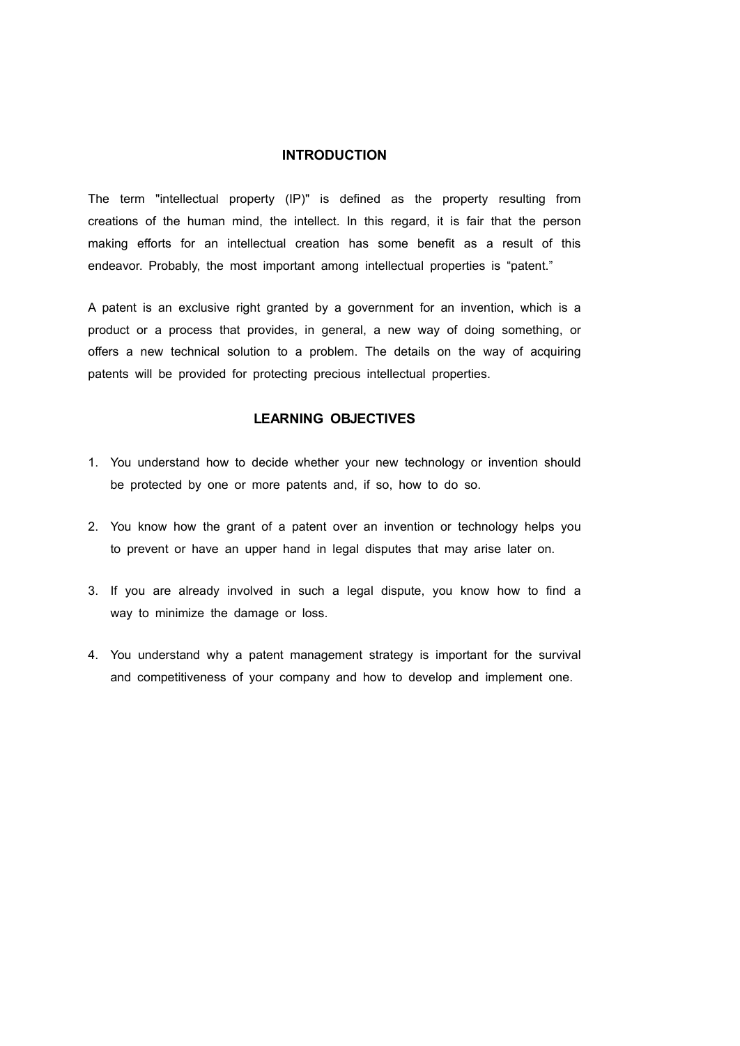## INTRODUCTION

The term "intellectual property (IP)" is defined as the property resulting from creations of the human mind, the intellect. In this regard, it is fair that the person making efforts for an intellectual creation has some benefit as a result of this endeavor. Probably, the most important among intellectual properties is "patent."

A patent is an exclusive right granted by a government for an invention, which is a product or a process that provides, in general, a new way of doing something, or offers a new technical solution to a problem. The details on the way of acquiring patents will be provided for protecting precious intellectual properties.

## LEARNING OBJECTIVES

1. You understand how to decide whether your new technology or invention should be protected by one or more patents and, if so, how to do so.
2. You know how the grant of a patent over an invention or technology helps you to prevent or have an upper hand in legal disputes that may arise later on.
3. If you are already involved in such a legal dispute, you know how to find a way to minimize the damage or loss.
4. You understand why a patent management strategy is important for the survival and competitiveness of your company and how to develop and implement one.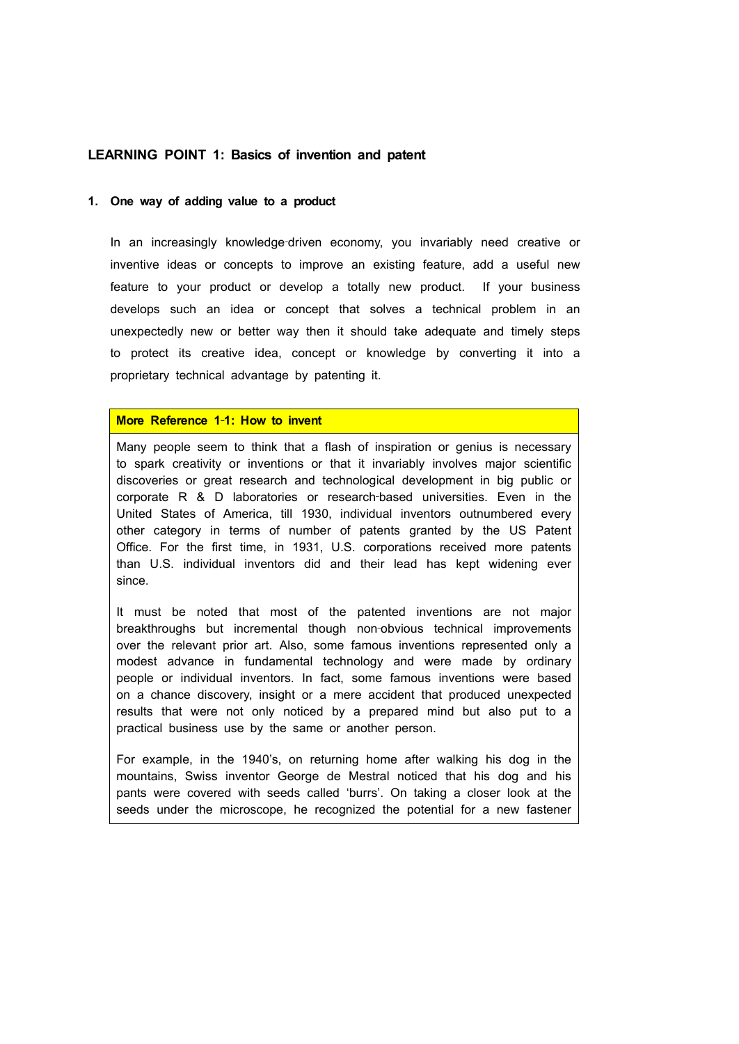## LEARNING POINT 1: Basics of invention and patent

### 1. One way of adding value to a product

In an increasingly knowledge-driven economy, you invariably need creative or inventive ideas or concepts to improve an existing feature, add a useful new feature to your product or develop a totally new product. If your business develops such an idea or concept that solves a technical problem in an unexpectedly new or better way then it should take adequate and timely steps to protect its creative idea, concept or knowledge by converting it into a proprietary technical advantage by patenting it.

**More Reference 1-1: How to invent**

Many people seem to think that a flash of inspiration or genius is necessary to spark creativity or inventions or that it invariably involves major scientific discoveries or great research and technological development in big public or corporate R & D laboratories or research-based universities. Even in the United States of America, till 1930, individual inventors outnumbered every other category in terms of number of patents granted by the US Patent Office. For the first time, in 1931, U.S. corporations received more patents than U.S. individual inventors did and their lead has kept widening ever since.

It must be noted that most of the patented inventions are not major breakthroughs but incremental though non-obvious technical improvements over the relevant prior art. Also, some famous inventions represented only a modest advance in fundamental technology and were made by ordinary people or individual inventors. In fact, some famous inventions were based on a chance discovery, insight or a mere accident that produced unexpected results that were not only noticed by a prepared mind but also put to a practical business use by the same or another person.

For example, in the 1940's, on returning home after walking his dog in the mountains, Swiss inventor George de Mestral noticed that his dog and his pants were covered with seeds called 'burrs'. On taking a closer look at the seeds under the microscope, he recognized the potential for a new fastener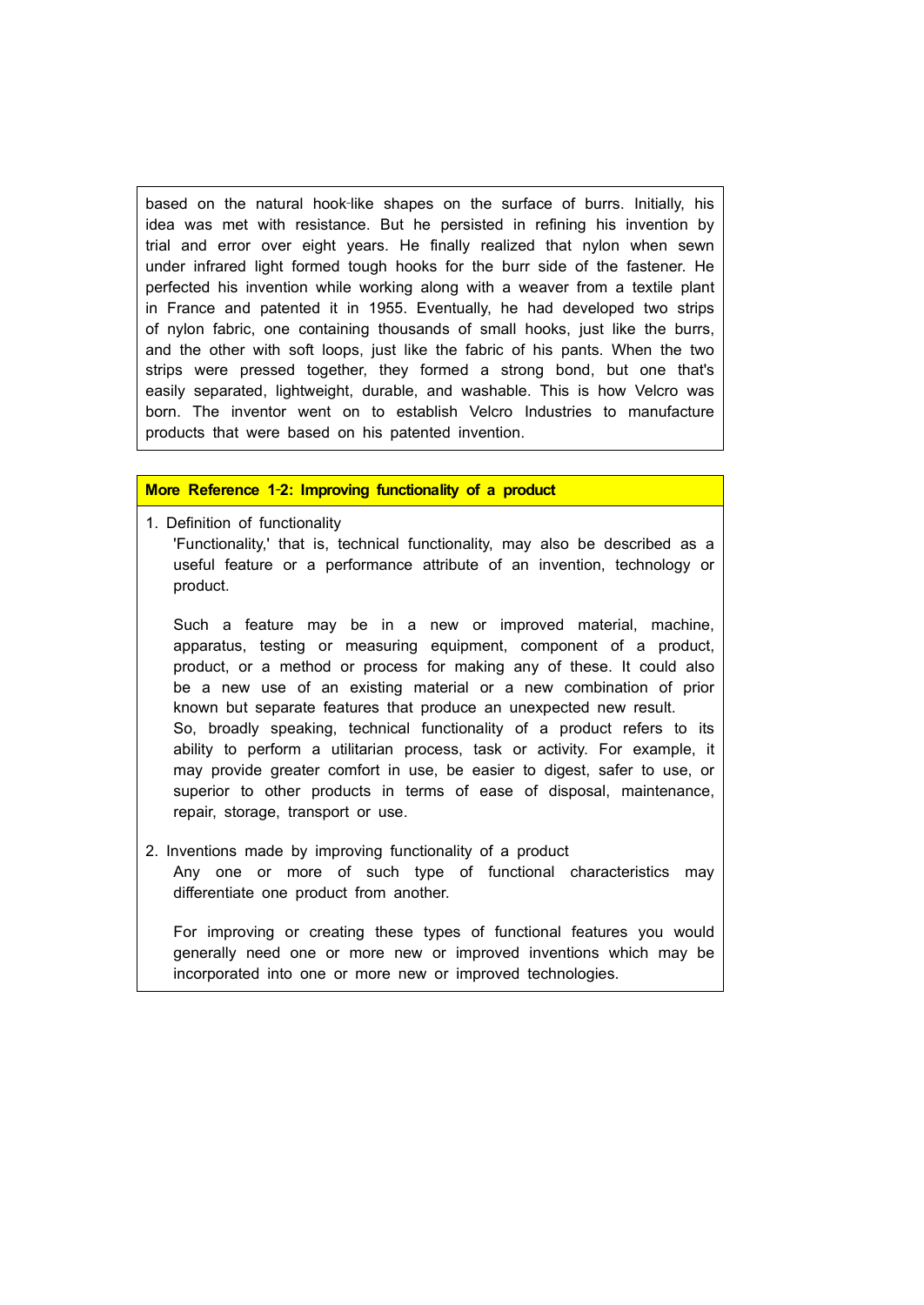based on the natural hook-like shapes on the surface of burrs. Initially, his idea was met with resistance. But he persisted in refining his invention by trial and error over eight years. He finally realized that nylon when sewn under infrared light formed tough hooks for the burr side of the fastener. He perfected his invention while working along with a weaver from a textile plant in France and patented it in 1955. Eventually, he had developed two strips of nylon fabric, one containing thousands of small hooks, just like the burrs, and the other with soft loops, just like the fabric of his pants. When the two strips were pressed together, they formed a strong bond, but one that's easily separated, lightweight, durable, and washable. This is how Velcro was born. The inventor went on to establish Velcro Industries to manufacture products that were based on his patented invention.

**More Reference 1-2: Improving functionality of a product**

1. Definition of functionality

   'Functionality,' that is, technical functionality, may also be described as a useful feature or a performance attribute of an invention, technology or product.

   Such a feature may be in a new or improved material, machine, apparatus, testing or measuring equipment, component of a product, product, or a method or process for making any of these. It could also be a new use of an existing material or a new combination of prior known but separate features that produce an unexpected new result.
   So, broadly speaking, technical functionality of a product refers to its ability to perform a utilitarian process, task or activity. For example, it may provide greater comfort in use, be easier to digest, safer to use, or superior to other products in terms of ease of disposal, maintenance, repair, storage, transport or use.

2. Inventions made by improving functionality of a product

   Any one or more of such type of functional characteristics may differentiate one product from another.

   For improving or creating these types of functional features you would generally need one or more new or improved inventions which may be incorporated into one or more new or improved technologies.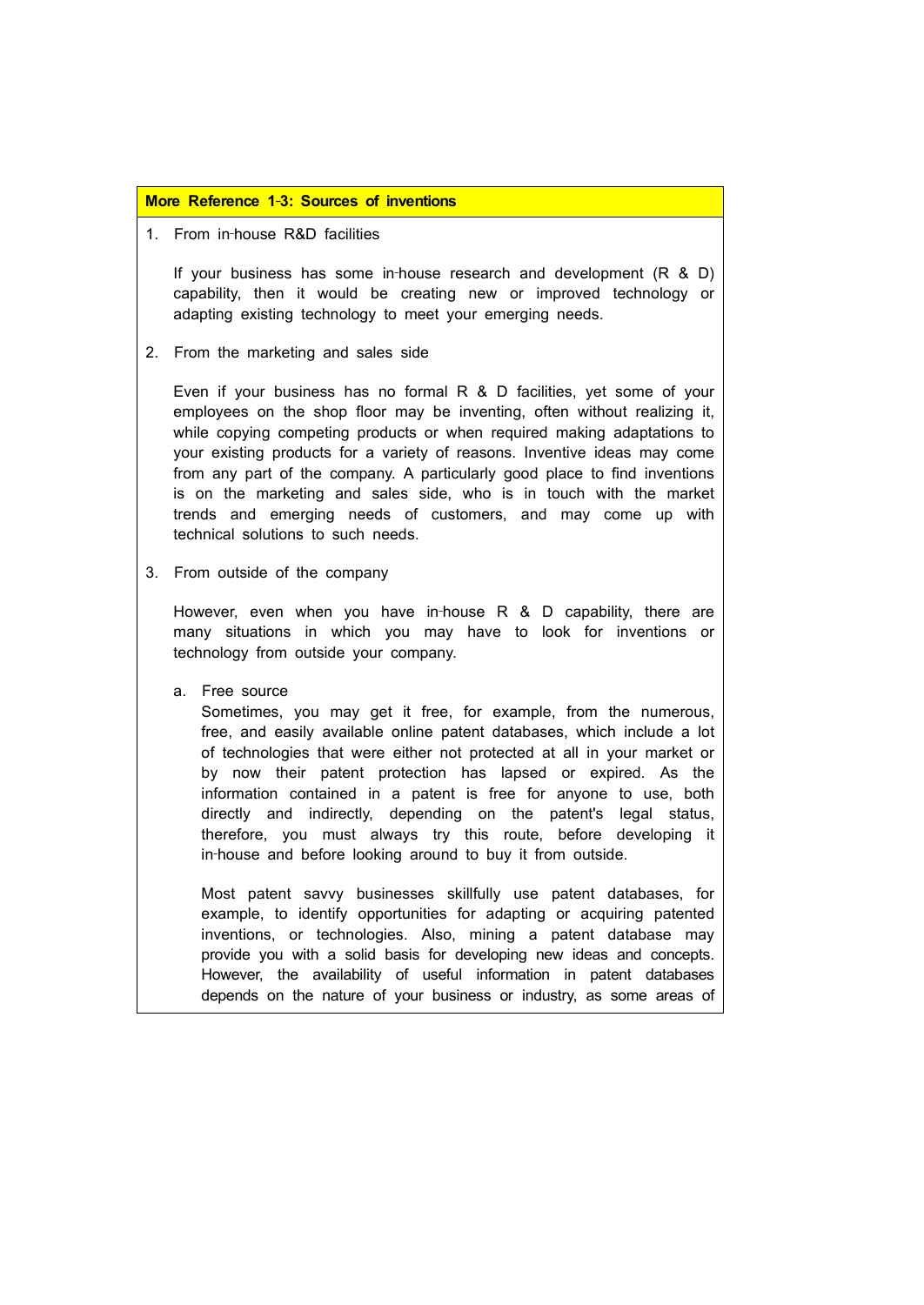**More Reference 1-3: Sources of inventions**

1. From in-house R&D facilities

   If your business has some in-house research and development (R & D) capability, then it would be creating new or improved technology or adapting existing technology to meet your emerging needs.

2. From the marketing and sales side

   Even if your business has no formal R & D facilities, yet some of your employees on the shop floor may be inventing, often without realizing it, while copying competing products or when required making adaptations to your existing products for a variety of reasons. Inventive ideas may come from any part of the company. A particularly good place to find inventions is on the marketing and sales side, who is in touch with the market trends and emerging needs of customers, and may come up with technical solutions to such needs.

3. From outside of the company

   However, even when you have in-house R & D capability, there are many situations in which you may have to look for inventions or technology from outside your company.

   a. Free source
      Sometimes, you may get it free, for example, from the numerous, free, and easily available online patent databases, which include a lot of technologies that were either not protected at all in your market or by now their patent protection has lapsed or expired. As the information contained in a patent is free for anyone to use, both directly and indirectly, depending on the patent's legal status, therefore, you must always try this route, before developing it in-house and before looking around to buy it from outside.

      Most patent savvy businesses skillfully use patent databases, for example, to identify opportunities for adapting or acquiring patented inventions, or technologies. Also, mining a patent database may provide you with a solid basis for developing new ideas and concepts. However, the availability of useful information in patent databases depends on the nature of your business or industry, as some areas of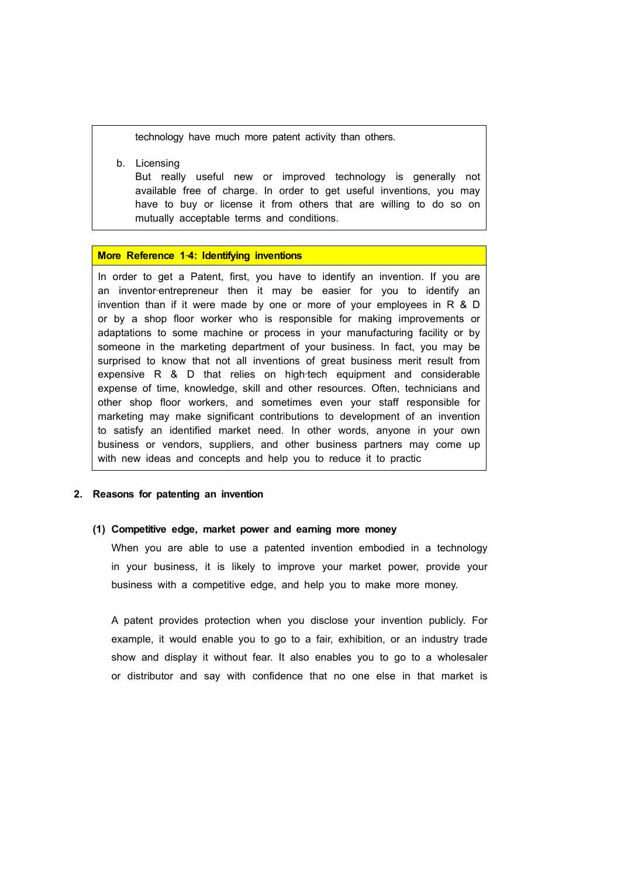technology have much more patent activity than others.

b. Licensing

But really useful new or improved technology is generally not available free of charge. In order to get useful inventions, you may have to buy or license it from others that are willing to do so on mutually acceptable terms and conditions.

**More Reference 1-4: Identifying inventions**

In order to get a Patent, first, you have to identify an invention. If you are an inventor-entrepreneur then it may be easier for you to identify an invention than if it were made by one or more of your employees in R & D or by a shop floor worker who is responsible for making improvements or adaptations to some machine or process in your manufacturing facility or by someone in the marketing department of your business. In fact, you may be surprised to know that not all inventions of great business merit result from expensive R & D that relies on high-tech equipment and considerable expense of time, knowledge, skill and other resources. Often, technicians and other shop floor workers, and sometimes even your staff responsible for marketing may make significant contributions to development of an invention to satisfy an identified market need. In other words, anyone in your own business or vendors, suppliers, and other business partners may come up with new ideas and concepts and help you to reduce it to practic

## 2. Reasons for patenting an invention

### (1) Competitive edge, market power and earning more money

When you are able to use a patented invention embodied in a technology in your business, it is likely to improve your market power, provide your business with a competitive edge, and help you to make more money.

A patent provides protection when you disclose your invention publicly. For example, it would enable you to go to a fair, exhibition, or an industry trade show and display it without fear. It also enables you to go to a wholesaler or distributor and say with confidence that no one else in that market is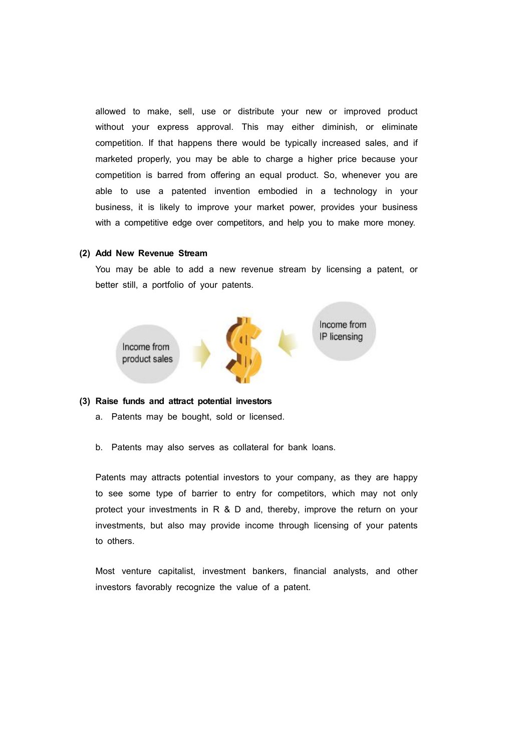allowed to make, sell, use or distribute your new or improved product without your express approval. This may either diminish, or eliminate competition. If that happens there would be typically increased sales, and if marketed properly, you may be able to charge a higher price because your competition is barred from offering an equal product. So, whenever you are able to use a patented invention embodied in a technology in your business, it is likely to improve your market power, provides your business with a competitive edge over competitors, and help you to make more money.

**(2) Add New Revenue Stream**

You may be able to add a new revenue stream by licensing a patent, or better still, a portfolio of your patents.

Income from product sales → $ ← Income from IP licensing

**(3) Raise funds and attract potential investors**

a. Patents may be bought, sold or licensed.

b. Patents may also serves as collateral for bank loans.

Patents may attracts potential investors to your company, as they are happy to see some type of barrier to entry for competitors, which may not only protect your investments in R & D and, thereby, improve the return on your investments, but also may provide income through licensing of your patents to others.

Most venture capitalist, investment bankers, financial analysts, and other investors favorably recognize the value of a patent.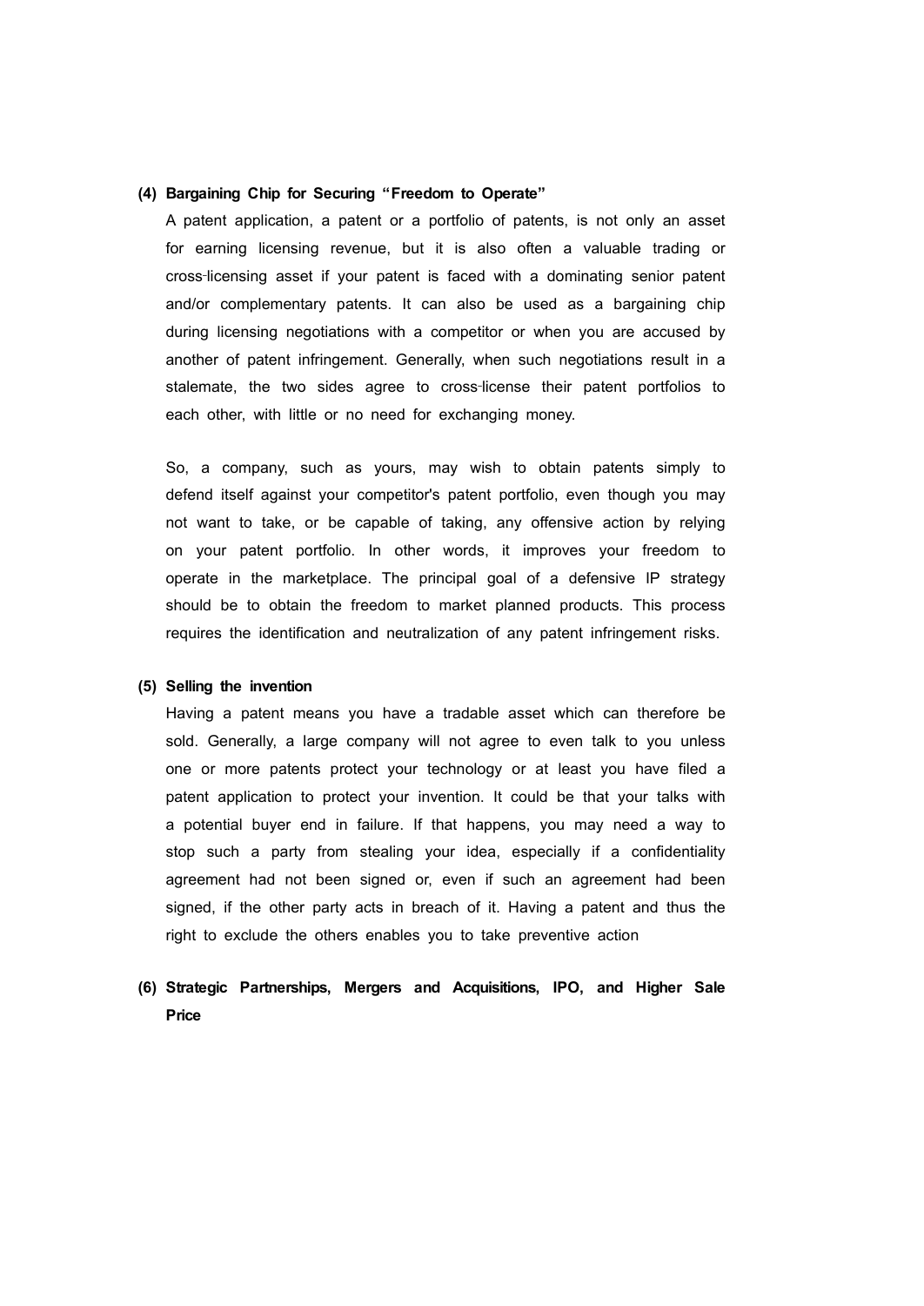**(4) Bargaining Chip for Securing “Freedom to Operate”**

A patent application, a patent or a portfolio of patents, is not only an asset for earning licensing revenue, but it is also often a valuable trading or cross-licensing asset if your patent is faced with a dominating senior patent and/or complementary patents. It can also be used as a bargaining chip during licensing negotiations with a competitor or when you are accused by another of patent infringement. Generally, when such negotiations result in a stalemate, the two sides agree to cross-license their patent portfolios to each other, with little or no need for exchanging money.

So, a company, such as yours, may wish to obtain patents simply to defend itself against your competitor's patent portfolio, even though you may not want to take, or be capable of taking, any offensive action by relying on your patent portfolio. In other words, it improves your freedom to operate in the marketplace. The principal goal of a defensive IP strategy should be to obtain the freedom to market planned products. This process requires the identification and neutralization of any patent infringement risks.

**(5) Selling the invention**

Having a patent means you have a tradable asset which can therefore be sold. Generally, a large company will not agree to even talk to you unless one or more patents protect your technology or at least you have filed a patent application to protect your invention. It could be that your talks with a potential buyer end in failure. If that happens, you may need a way to stop such a party from stealing your idea, especially if a confidentiality agreement had not been signed or, even if such an agreement had been signed, if the other party acts in breach of it. Having a patent and thus the right to exclude the others enables you to take preventive action

**(6) Strategic Partnerships, Mergers and Acquisitions, IPO, and Higher Sale Price**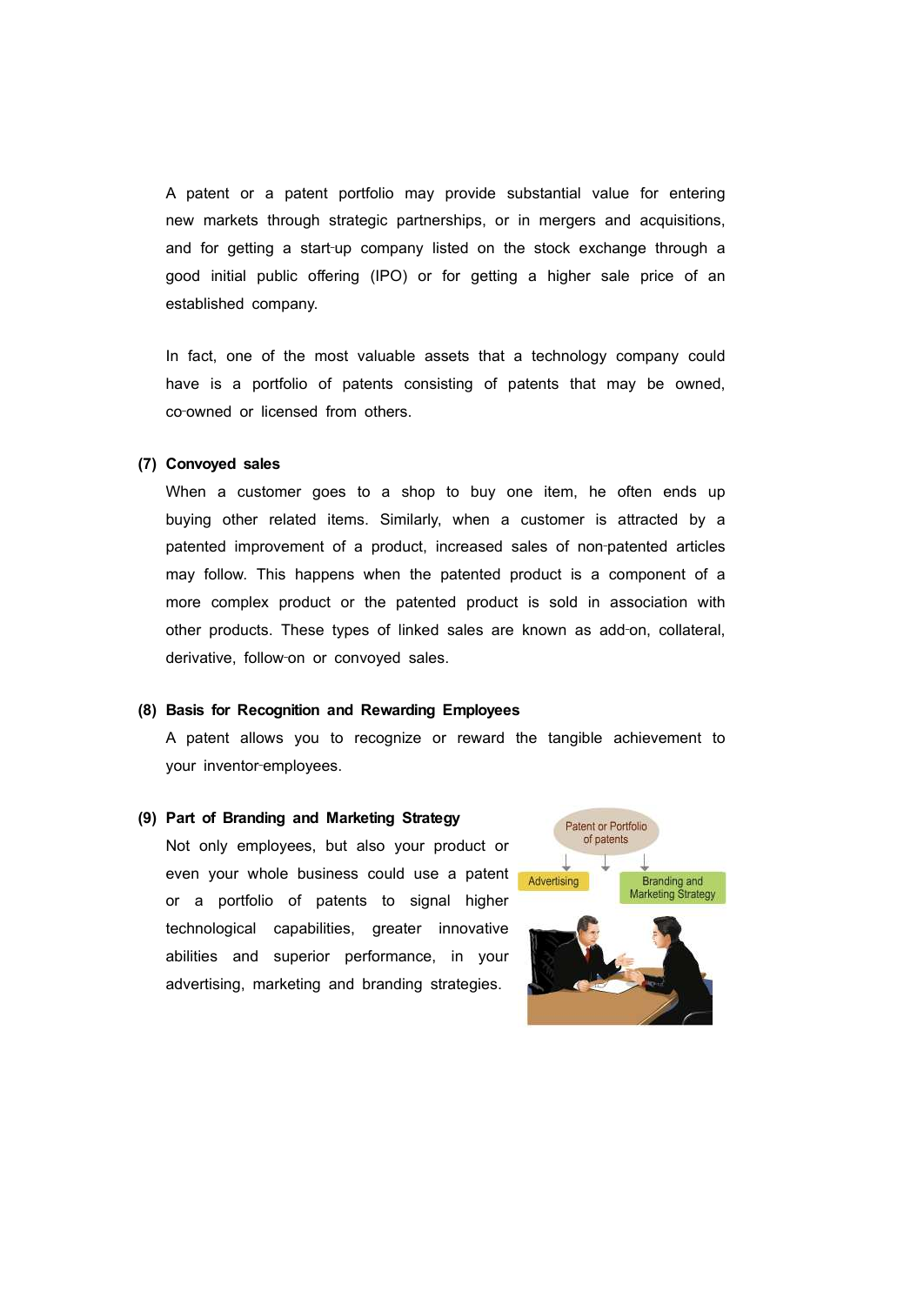A patent or a patent portfolio may provide substantial value for entering new markets through strategic partnerships, or in mergers and acquisitions, and for getting a start-up company listed on the stock exchange through a good initial public offering (IPO) or for getting a higher sale price of an established company.

In fact, one of the most valuable assets that a technology company could have is a portfolio of patents consisting of patents that may be owned, co-owned or licensed from others.

**(7) Convoyed sales**

When a customer goes to a shop to buy one item, he often ends up buying other related items. Similarly, when a customer is attracted by a patented improvement of a product, increased sales of non-patented articles may follow. This happens when the patented product is a component of a more complex product or the patented product is sold in association with other products. These types of linked sales are known as add-on, collateral, derivative, follow-on or convoyed sales.

**(8) Basis for Recognition and Rewarding Employees**

A patent allows you to recognize or reward the tangible achievement to your inventor-employees.

**(9) Part of Branding and Marketing Strategy**

Not only employees, but also your product or even your whole business could use a patent or a portfolio of patents to signal higher technological capabilities, greater innovative abilities and superior performance, in your advertising, marketing and branding strategies.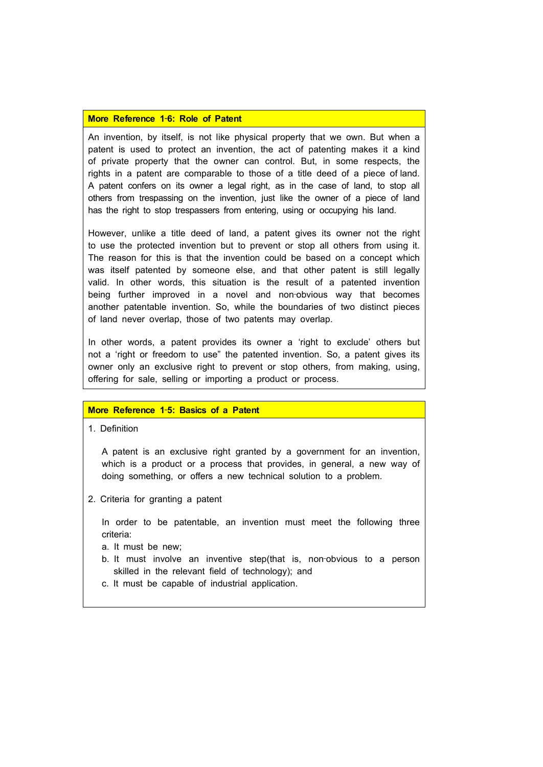**More Reference 1-6: Role of Patent**

An invention, by itself, is not like physical property that we own. But when a patent is used to protect an invention, the act of patenting makes it a kind of private property that the owner can control. But, in some respects, the rights in a patent are comparable to those of a title deed of a piece of land. A patent confers on its owner a legal right, as in the case of land, to stop all others from trespassing on the invention, just like the owner of a piece of land has the right to stop trespassers from entering, using or occupying his land.

However, unlike a title deed of land, a patent gives its owner not the right to use the protected invention but to prevent or stop all others from using it. The reason for this is that the invention could be based on a concept which was itself patented by someone else, and that other patent is still legally valid. In other words, this situation is the result of a patented invention being further improved in a novel and non-obvious way that becomes another patentable invention. So, while the boundaries of two distinct pieces of land never overlap, those of two patents may overlap.

In other words, a patent provides its owner a 'right to exclude' others but not a 'right or freedom to use" the patented invention. So, a patent gives its owner only an exclusive right to prevent or stop others, from making, using, offering for sale, selling or importing a product or process.

**More Reference 1-5: Basics of a Patent**

1. Definition

   A patent is an exclusive right granted by a government for an invention, which is a product or a process that provides, in general, a new way of doing something, or offers a new technical solution to a problem.

2. Criteria for granting a patent

   In order to be patentable, an invention must meet the following three criteria:

   a. It must be new;
   b. It must involve an inventive step(that is, non-obvious to a person skilled in the relevant field of technology); and
   c. It must be capable of industrial application.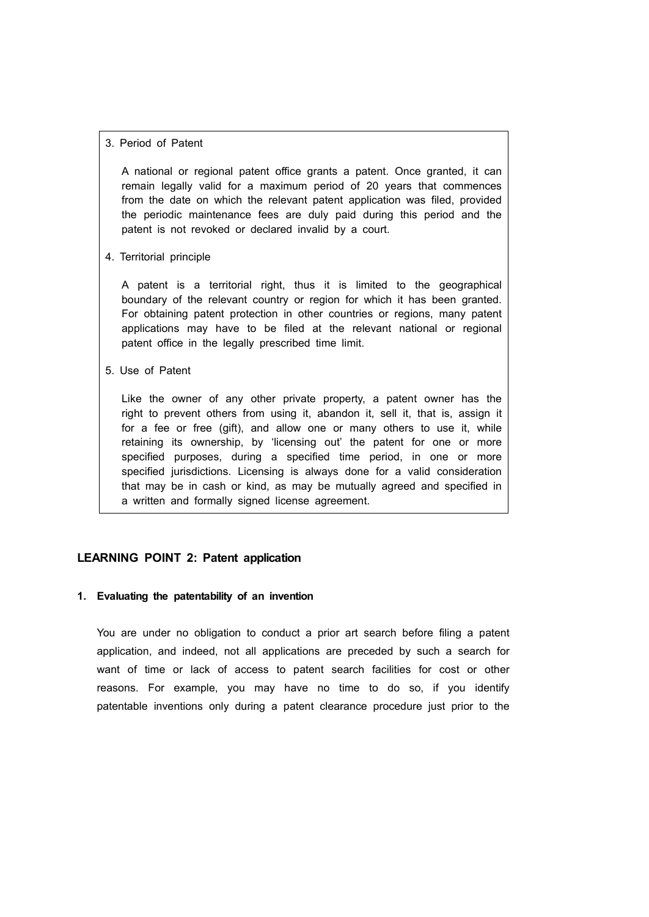3. Period of Patent

A national or regional patent office grants a patent. Once granted, it can remain legally valid for a maximum period of 20 years that commences from the date on which the relevant patent application was filed, provided the periodic maintenance fees are duly paid during this period and the patent is not revoked or declared invalid by a court.

4. Territorial principle

A patent is a territorial right, thus it is limited to the geographical boundary of the relevant country or region for which it has been granted. For obtaining patent protection in other countries or regions, many patent applications may have to be filed at the relevant national or regional patent office in the legally prescribed time limit.

5. Use of Patent

Like the owner of any other private property, a patent owner has the right to prevent others from using it, abandon it, sell it, that is, assign it for a fee or free (gift), and allow one or many others to use it, while retaining its ownership, by 'licensing out' the patent for one or more specified purposes, during a specified time period, in one or more specified jurisdictions. Licensing is always done for a valid consideration that may be in cash or kind, as may be mutually agreed and specified in a written and formally signed license agreement.

## LEARNING POINT 2: Patent application

### 1. Evaluating the patentability of an invention

You are under no obligation to conduct a prior art search before filing a patent application, and indeed, not all applications are preceded by such a search for want of time or lack of access to patent search facilities for cost or other reasons. For example, you may have no time to do so, if you identify patentable inventions only during a patent clearance procedure just prior to the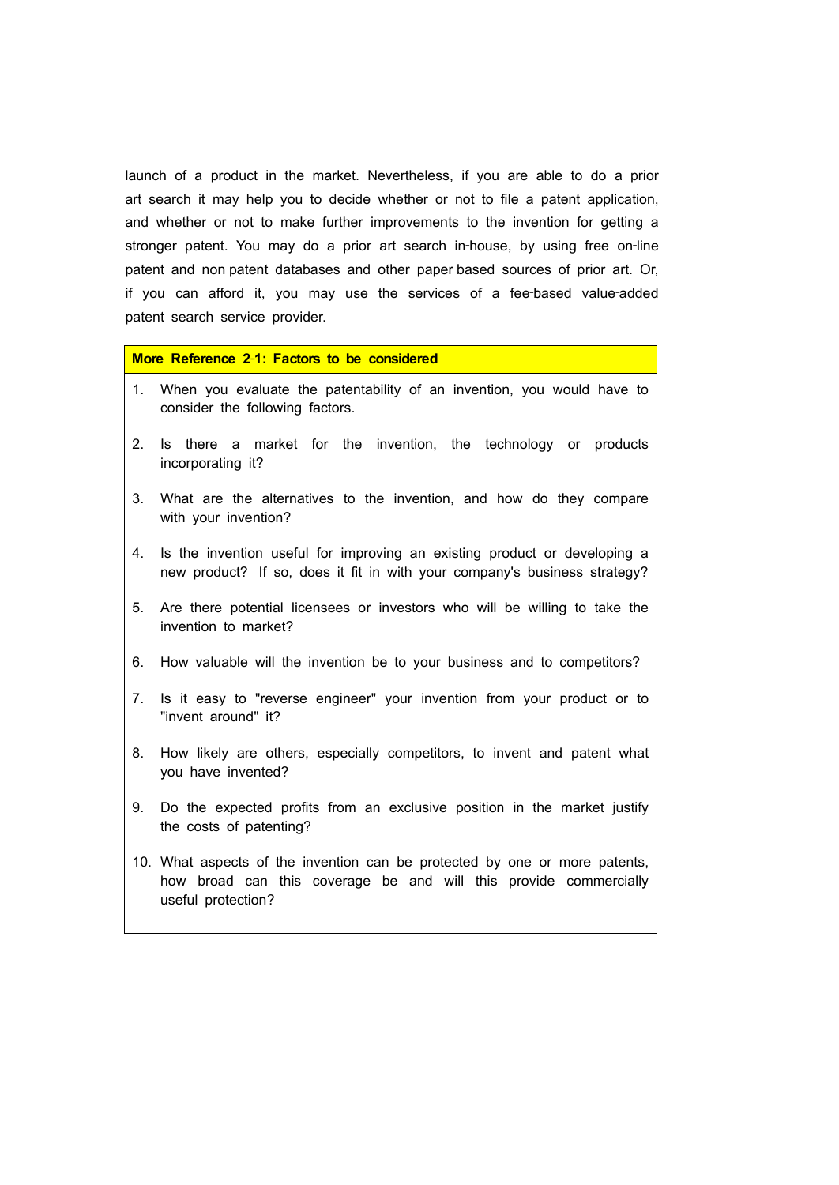launch of a product in the market. Nevertheless, if you are able to do a prior art search it may help you to decide whether or not to file a patent application, and whether or not to make further improvements to the invention for getting a stronger patent. You may do a prior art search in-house, by using free on-line patent and non-patent databases and other paper-based sources of prior art. Or, if you can afford it, you may use the services of a fee-based value-added patent search service provider.

**More Reference 2-1: Factors to be considered**

1. When you evaluate the patentability of an invention, you would have to consider the following factors.
2. Is there a market for the invention, the technology or products incorporating it?
3. What are the alternatives to the invention, and how do they compare with your invention?
4. Is the invention useful for improving an existing product or developing a new product? If so, does it fit in with your company's business strategy?
5. Are there potential licensees or investors who will be willing to take the invention to market?
6. How valuable will the invention be to your business and to competitors?
7. Is it easy to "reverse engineer" your invention from your product or to "invent around" it?
8. How likely are others, especially competitors, to invent and patent what you have invented?
9. Do the expected profits from an exclusive position in the market justify the costs of patenting?
10. What aspects of the invention can be protected by one or more patents, how broad can this coverage be and will this provide commercially useful protection?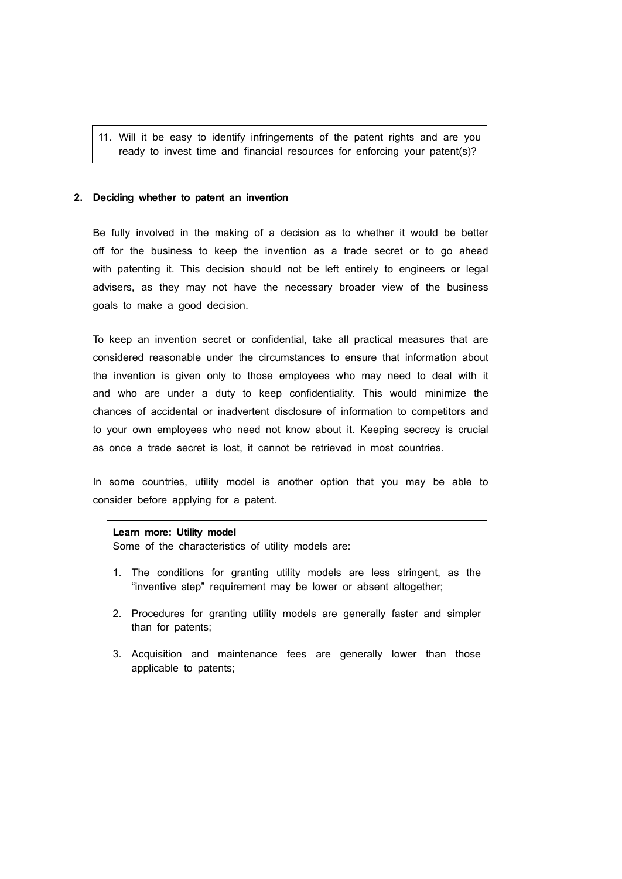11. Will it be easy to identify infringements of the patent rights and are you ready to invest time and financial resources for enforcing your patent(s)?

## 2. Deciding whether to patent an invention

Be fully involved in the making of a decision as to whether it would be better off for the business to keep the invention as a trade secret or to go ahead with patenting it. This decision should not be left entirely to engineers or legal advisers, as they may not have the necessary broader view of the business goals to make a good decision.

To keep an invention secret or confidential, take all practical measures that are considered reasonable under the circumstances to ensure that information about the invention is given only to those employees who may need to deal with it and who are under a duty to keep confidentiality. This would minimize the chances of accidental or inadvertent disclosure of information to competitors and to your own employees who need not know about it. Keeping secrecy is crucial as once a trade secret is lost, it cannot be retrieved in most countries.

In some countries, utility model is another option that you may be able to consider before applying for a patent.

**Learn more: Utility model**
Some of the characteristics of utility models are:

1. The conditions for granting utility models are less stringent, as the "inventive step" requirement may be lower or absent altogether;
2. Procedures for granting utility models are generally faster and simpler than for patents;
3. Acquisition and maintenance fees are generally lower than those applicable to patents;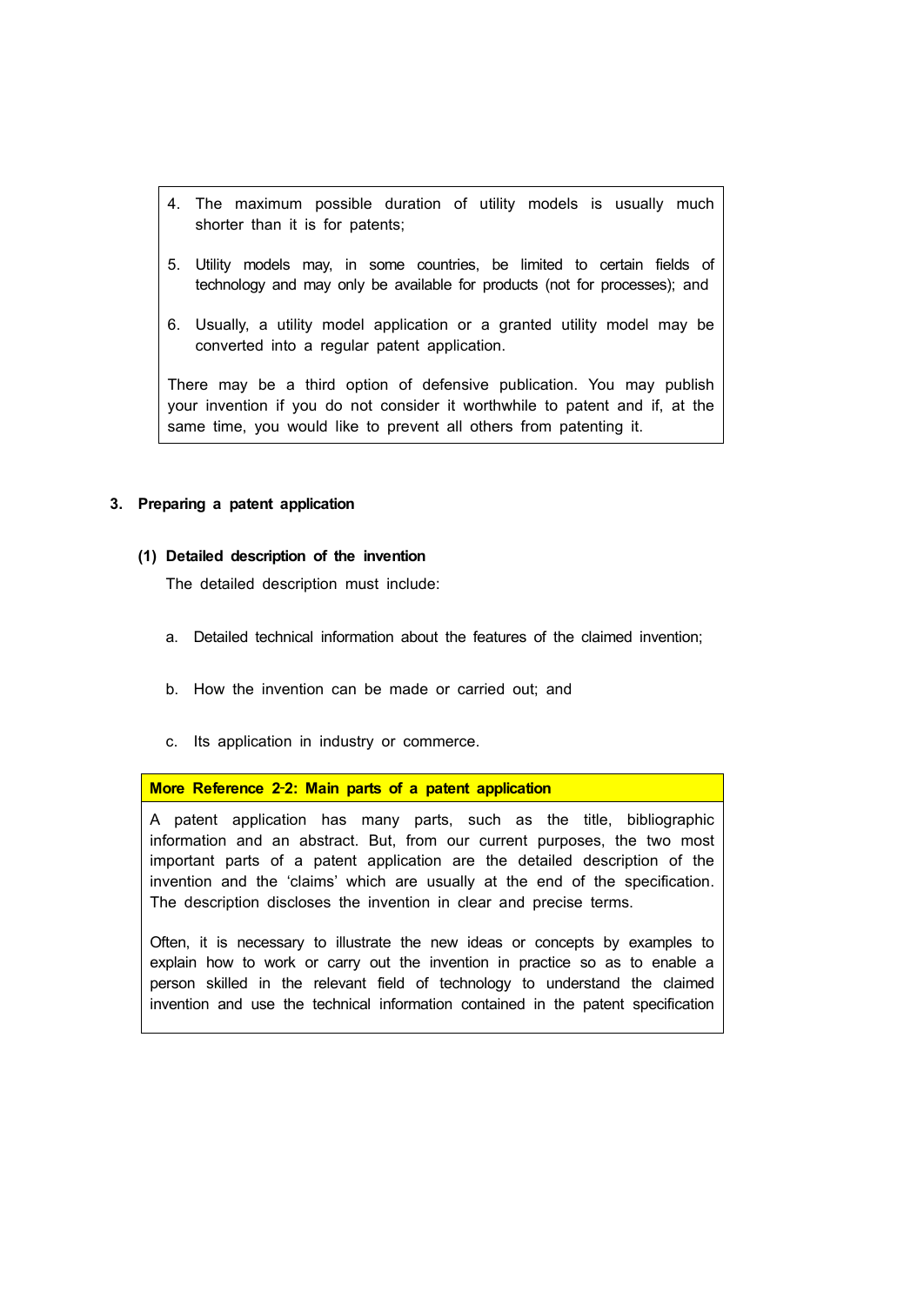4. The maximum possible duration of utility models is usually much shorter than it is for patents;

5. Utility models may, in some countries, be limited to certain fields of technology and may only be available for products (not for processes); and

6. Usually, a utility model application or a granted utility model may be converted into a regular patent application.

There may be a third option of defensive publication. You may publish your invention if you do not consider it worthwhile to patent and if, at the same time, you would like to prevent all others from patenting it.

### 3. Preparing a patent application

#### (1) Detailed description of the invention

The detailed description must include:

a. Detailed technical information about the features of the claimed invention;

b. How the invention can be made or carried out; and

c. Its application in industry or commerce.

**More Reference 2-2: Main parts of a patent application**

A patent application has many parts, such as the title, bibliographic information and an abstract. But, from our current purposes, the two most important parts of a patent application are the detailed description of the invention and the 'claims' which are usually at the end of the specification. The description discloses the invention in clear and precise terms.

Often, it is necessary to illustrate the new ideas or concepts by examples to explain how to work or carry out the invention in practice so as to enable a person skilled in the relevant field of technology to understand the claimed invention and use the technical information contained in the patent specification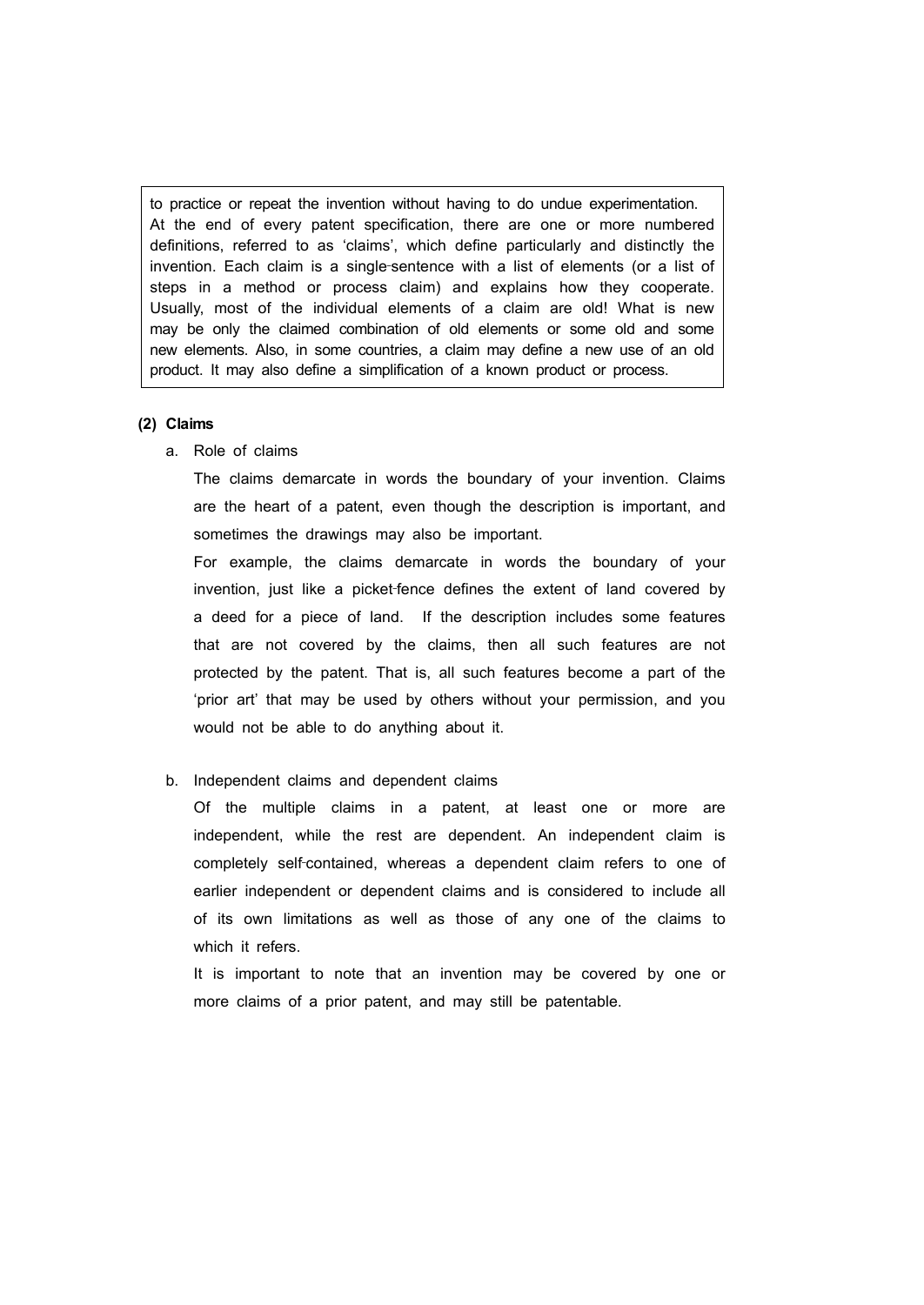> to practice or repeat the invention without having to do undue experimentation.
> At the end of every patent specification, there are one or more numbered definitions, referred to as 'claims', which define particularly and distinctly the invention. Each claim is a single-sentence with a list of elements (or a list of steps in a method or process claim) and explains how they cooperate. Usually, most of the individual elements of a claim are old! What is new may be only the claimed combination of old elements or some old and some new elements. Also, in some countries, a claim may define a new use of an old product. It may also define a simplification of a known product or process.

**(2) Claims**

a. Role of claims

The claims demarcate in words the boundary of your invention. Claims are the heart of a patent, even though the description is important, and sometimes the drawings may also be important.

For example, the claims demarcate in words the boundary of your invention, just like a picket-fence defines the extent of land covered by a deed for a piece of land. If the description includes some features that are not covered by the claims, then all such features are not protected by the patent. That is, all such features become a part of the 'prior art' that may be used by others without your permission, and you would not be able to do anything about it.

b. Independent claims and dependent claims

Of the multiple claims in a patent, at least one or more are independent, while the rest are dependent. An independent claim is completely self-contained, whereas a dependent claim refers to one of earlier independent or dependent claims and is considered to include all of its own limitations as well as those of any one of the claims to which it refers.

It is important to note that an invention may be covered by one or more claims of a prior patent, and may still be patentable.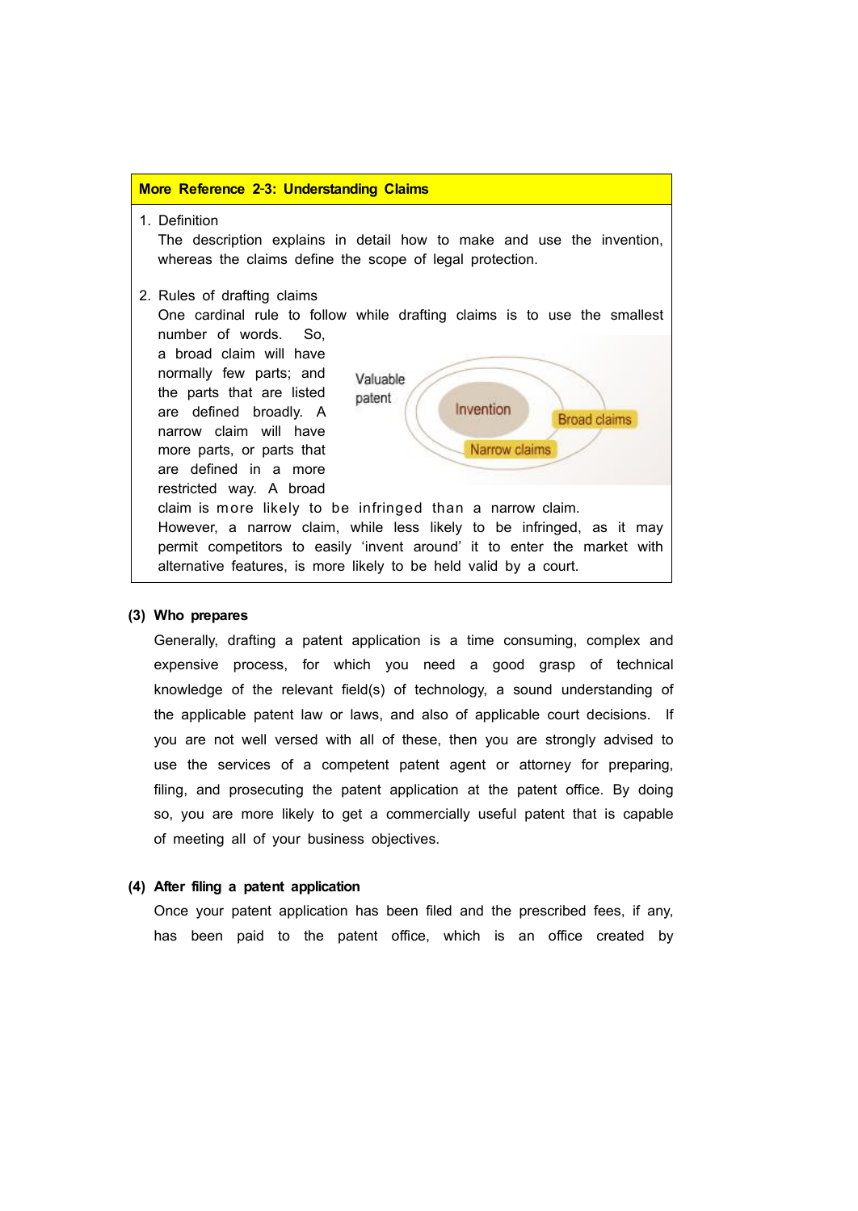**More Reference 2-3: Understanding Claims**

1. Definition

   The description explains in detail how to make and use the invention, whereas the claims define the scope of legal protection.

2. Rules of drafting claims

   One cardinal rule to follow while drafting claims is to use the smallest number of words. So, a broad claim will have normally few parts; and the parts that are listed are defined broadly. A narrow claim will have more parts, or parts that are defined in a more restricted way. A broad claim is more likely to be infringed than a narrow claim. However, a narrow claim, while less likely to be infringed, as it may permit competitors to easily 'invent around' it to enter the market with alternative features, is more likely to be held valid by a court.

   Valuable patent

   Invention

   Broad claims

   Narrow claims

**(3) Who prepares**

Generally, drafting a patent application is a time consuming, complex and expensive process, for which you need a good grasp of technical knowledge of the relevant field(s) of technology, a sound understanding of the applicable patent law or laws, and also of applicable court decisions. If you are not well versed with all of these, then you are strongly advised to use the services of a competent patent agent or attorney for preparing, filing, and prosecuting the patent application at the patent office. By doing so, you are more likely to get a commercially useful patent that is capable of meeting all of your business objectives.

**(4) After filing a patent application**

Once your patent application has been filed and the prescribed fees, if any, has been paid to the patent office, which is an office created by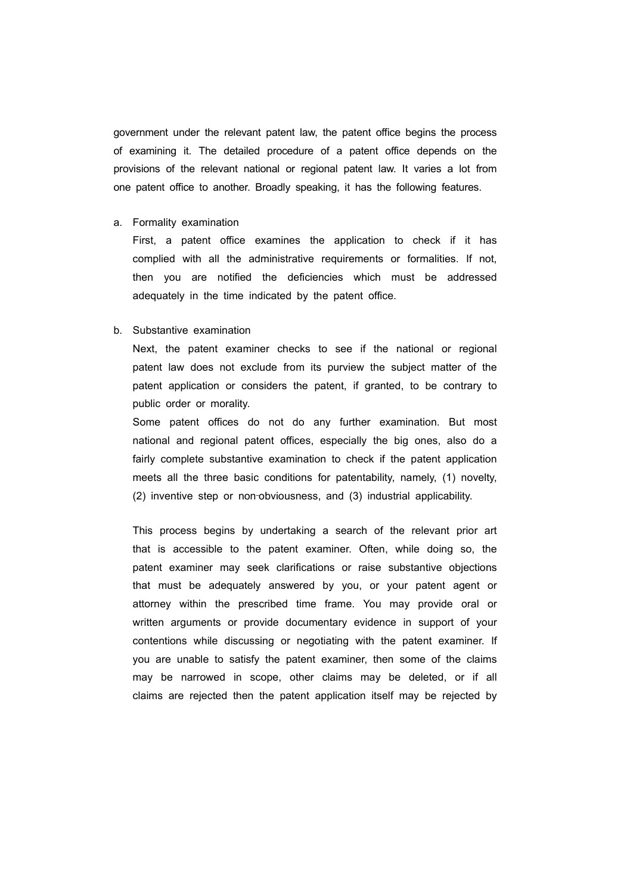government under the relevant patent law, the patent office begins the process of examining it. The detailed procedure of a patent office depends on the provisions of the relevant national or regional patent law. It varies a lot from one patent office to another. Broadly speaking, it has the following features.

a. Formality examination

   First, a patent office examines the application to check if it has complied with all the administrative requirements or formalities. If not, then you are notified the deficiencies which must be addressed adequately in the time indicated by the patent office.

b. Substantive examination

   Next, the patent examiner checks to see if the national or regional patent law does not exclude from its purview the subject matter of the patent application or considers the patent, if granted, to be contrary to public order or morality.

   Some patent offices do not do any further examination. But most national and regional patent offices, especially the big ones, also do a fairly complete substantive examination to check if the patent application meets all the three basic conditions for patentability, namely, (1) novelty, (2) inventive step or non-obviousness, and (3) industrial applicability.

   This process begins by undertaking a search of the relevant prior art that is accessible to the patent examiner. Often, while doing so, the patent examiner may seek clarifications or raise substantive objections that must be adequately answered by you, or your patent agent or attorney within the prescribed time frame. You may provide oral or written arguments or provide documentary evidence in support of your contentions while discussing or negotiating with the patent examiner. If you are unable to satisfy the patent examiner, then some of the claims may be narrowed in scope, other claims may be deleted, or if all claims are rejected then the patent application itself may be rejected by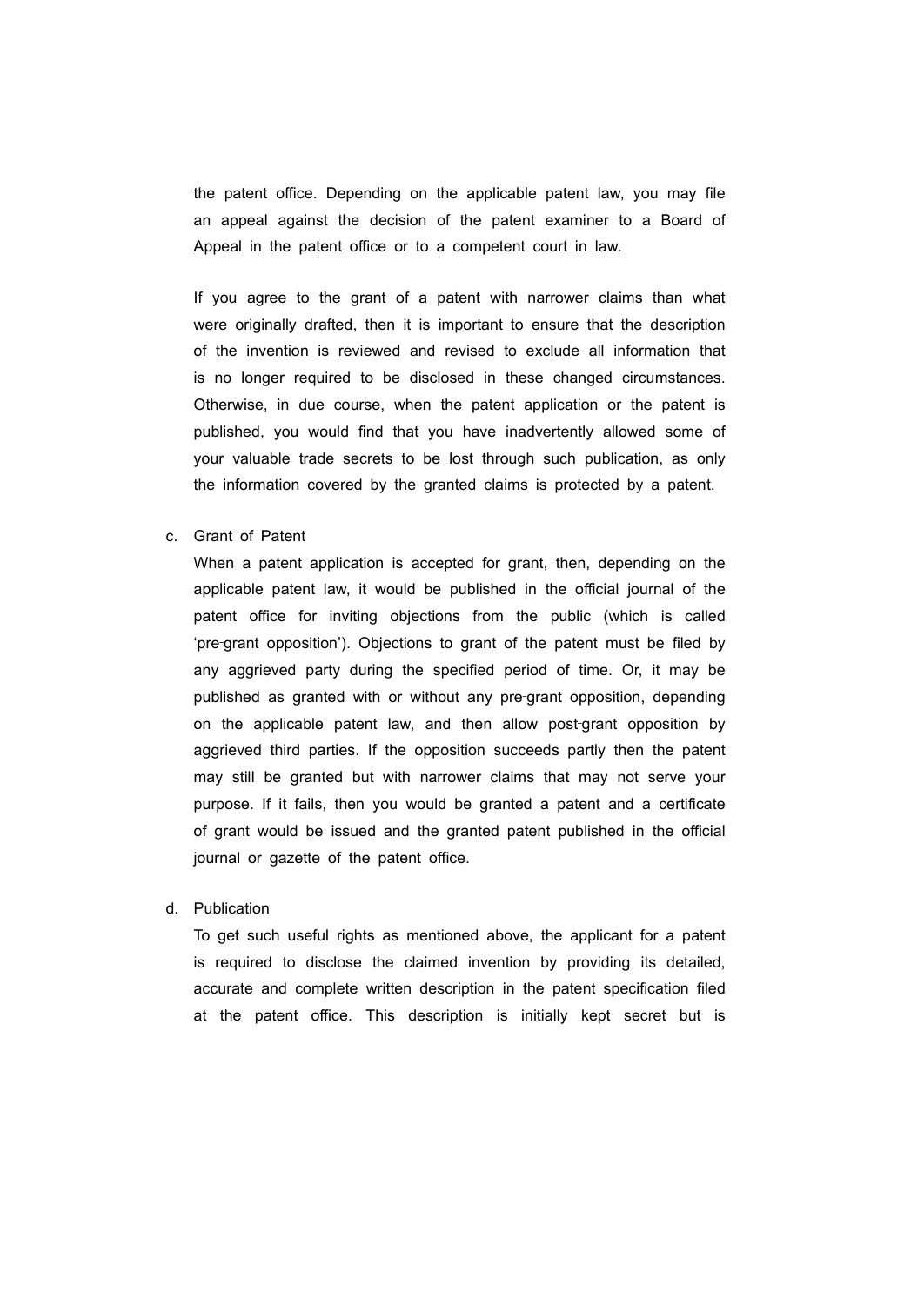the patent office. Depending on the applicable patent law, you may file an appeal against the decision of the patent examiner to a Board of Appeal in the patent office or to a competent court in law.

If you agree to the grant of a patent with narrower claims than what were originally drafted, then it is important to ensure that the description of the invention is reviewed and revised to exclude all information that is no longer required to be disclosed in these changed circumstances. Otherwise, in due course, when the patent application or the patent is published, you would find that you have inadvertently allowed some of your valuable trade secrets to be lost through such publication, as only the information covered by the granted claims is protected by a patent.

c. Grant of Patent

When a patent application is accepted for grant, then, depending on the applicable patent law, it would be published in the official journal of the patent office for inviting objections from the public (which is called 'pre-grant opposition'). Objections to grant of the patent must be filed by any aggrieved party during the specified period of time. Or, it may be published as granted with or without any pre-grant opposition, depending on the applicable patent law, and then allow post-grant opposition by aggrieved third parties. If the opposition succeeds partly then the patent may still be granted but with narrower claims that may not serve your purpose. If it fails, then you would be granted a patent and a certificate of grant would be issued and the granted patent published in the official journal or gazette of the patent office.

d. Publication

To get such useful rights as mentioned above, the applicant for a patent is required to disclose the claimed invention by providing its detailed, accurate and complete written description in the patent specification filed at the patent office. This description is initially kept secret but is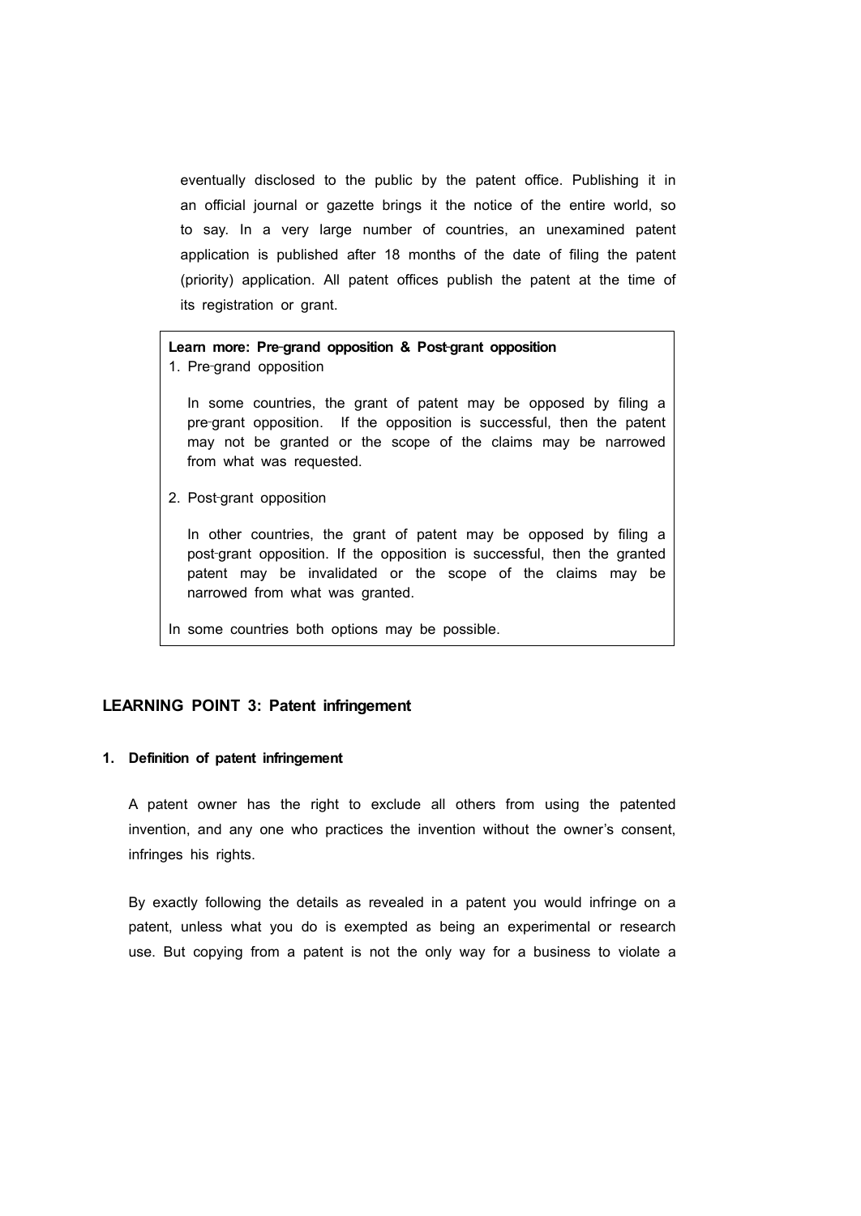eventually disclosed to the public by the patent office. Publishing it in an official journal or gazette brings it the notice of the entire world, so to say. In a very large number of countries, an unexamined patent application is published after 18 months of the date of filing the patent (priority) application. All patent offices publish the patent at the time of its registration or grant.

> **Learn more: Pre-grand opposition & Post-grant opposition**
>
> 1. Pre-grand opposition
>
>    In some countries, the grant of patent may be opposed by filing a pre-grant opposition. If the opposition is successful, then the patent may not be granted or the scope of the claims may be narrowed from what was requested.
>
> 2. Post-grant opposition
>
>    In other countries, the grant of patent may be opposed by filing a post-grant opposition. If the opposition is successful, then the granted patent may be invalidated or the scope of the claims may be narrowed from what was granted.
>
> In some countries both options may be possible.

## LEARNING POINT 3: Patent infringement

### 1. Definition of patent infringement

A patent owner has the right to exclude all others from using the patented invention, and any one who practices the invention without the owner's consent, infringes his rights.

By exactly following the details as revealed in a patent you would infringe on a patent, unless what you do is exempted as being an experimental or research use. But copying from a patent is not the only way for a business to violate a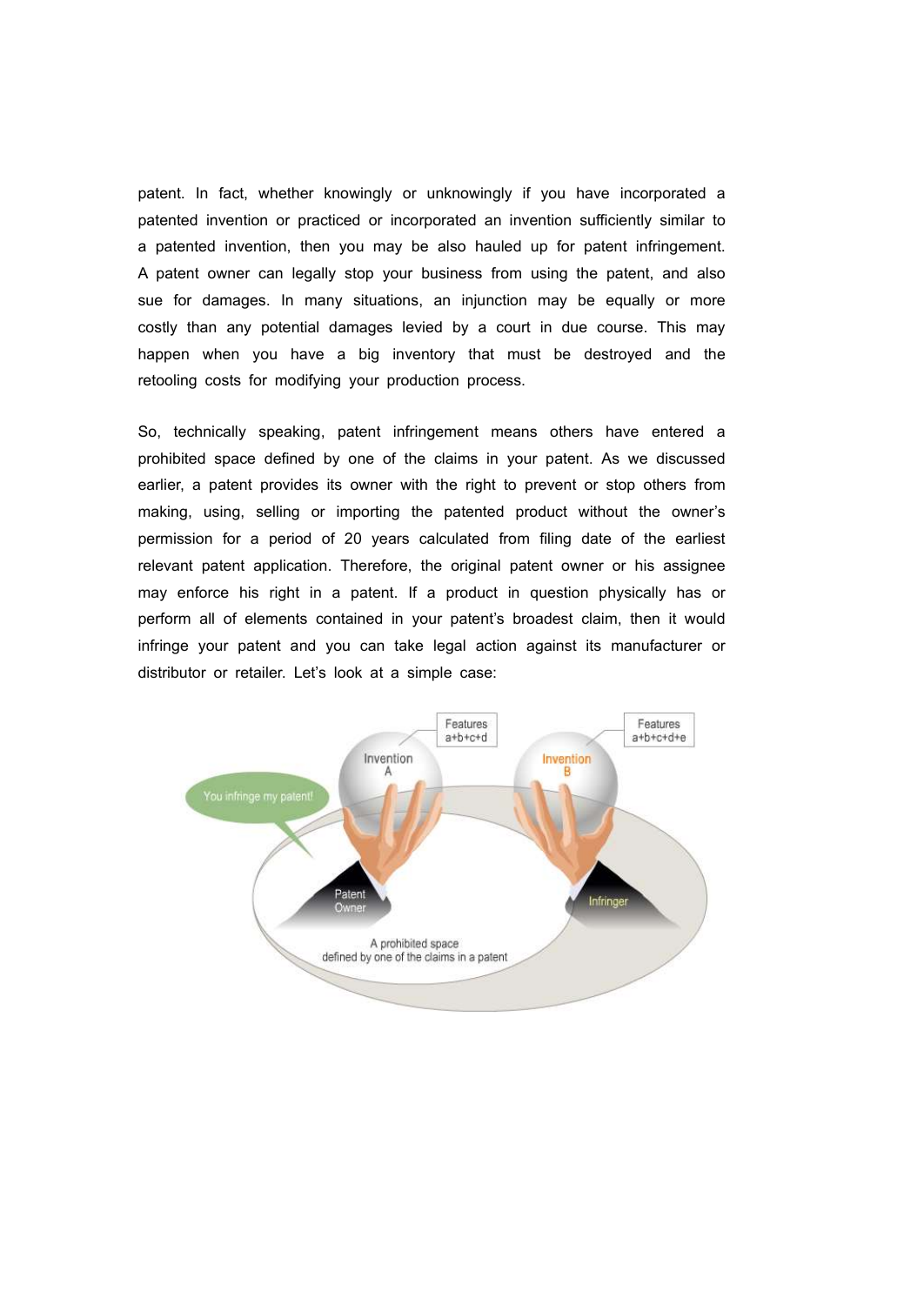patent. In fact, whether knowingly or unknowingly if you have incorporated a patented invention or practiced or incorporated an invention sufficiently similar to a patented invention, then you may be also hauled up for patent infringement. A patent owner can legally stop your business from using the patent, and also sue for damages. In many situations, an injunction may be equally or more costly than any potential damages levied by a court in due course. This may happen when you have a big inventory that must be destroyed and the retooling costs for modifying your production process.

So, technically speaking, patent infringement means others have entered a prohibited space defined by one of the claims in your patent. As we discussed earlier, a patent provides its owner with the right to prevent or stop others from making, using, selling or importing the patented product without the owner's permission for a period of 20 years calculated from filing date of the earliest relevant patent application. Therefore, the original patent owner or his assignee may enforce his right in a patent. If a product in question physically has or perform all of elements contained in your patent's broadest claim, then it would infringe your patent and you can take legal action against its manufacturer or distributor or retailer. Let's look at a simple case:

Features a+b+c+d

Invention A

Features a+b+c+d+e

Invention B

You infringe my patent!

Patent Owner

Infringer

A prohibited space defined by one of the claims in a patent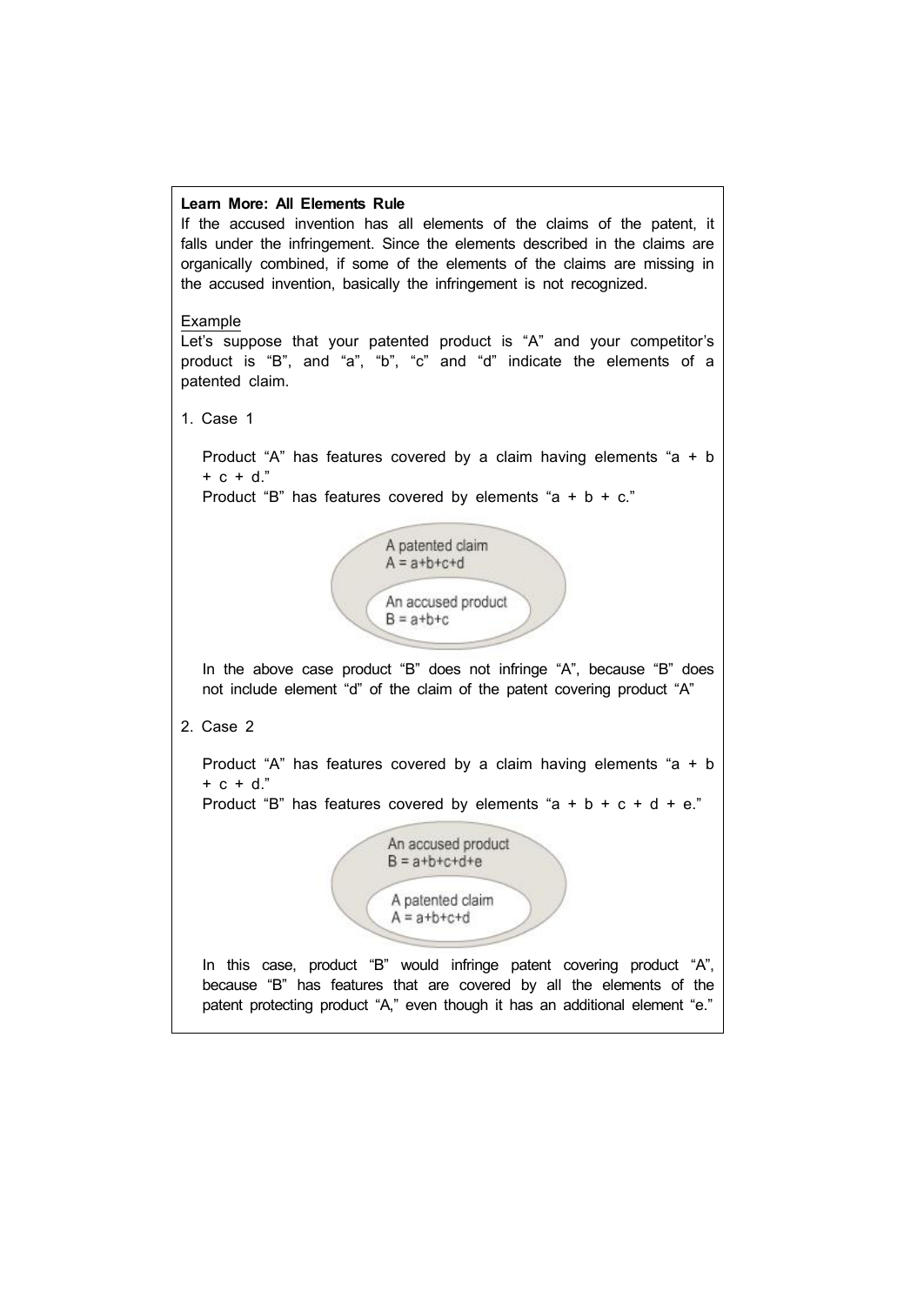**Learn More: All Elements Rule**

If the accused invention has all elements of the claims of the patent, it falls under the infringement. Since the elements described in the claims are organically combined, if some of the elements of the claims are missing in the accused invention, basically the infringement is not recognized.

Example

Let's suppose that your patented product is "A" and your competitor's product is "B", and "a", "b", "c" and "d" indicate the elements of a patented claim.

1. Case 1

   Product "A" has features covered by a claim having elements "a + b + c + d."
   Product "B" has features covered by elements "a + b + c."

   A patented claim
   A = a+b+c+d

   An accused product
   B = a+b+c

   In the above case product "B" does not infringe "A", because "B" does not include element "d" of the claim of the patent covering product "A"

2. Case 2

   Product "A" has features covered by a claim having elements "a + b + c + d."
   Product "B" has features covered by elements "a + b + c + d + e."

   An accused product
   B = a+b+c+d+e

   A patented claim
   A = a+b+c+d

   In this case, product "B" would infringe patent covering product "A", because "B" has features that are covered by all the elements of the patent protecting product "A," even though it has an additional element "e."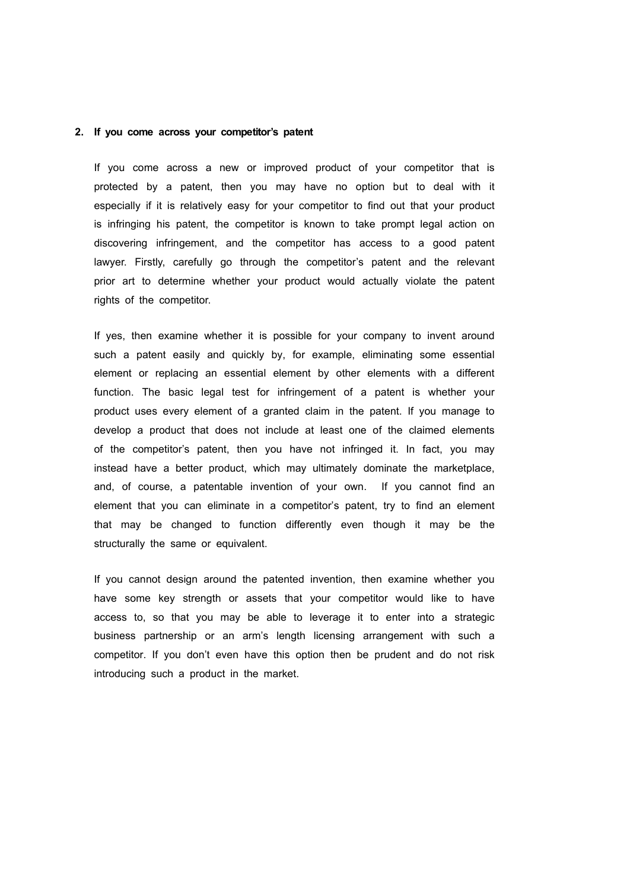## 2. If you come across your competitor's patent

If you come across a new or improved product of your competitor that is protected by a patent, then you may have no option but to deal with it especially if it is relatively easy for your competitor to find out that your product is infringing his patent, the competitor is known to take prompt legal action on discovering infringement, and the competitor has access to a good patent lawyer. Firstly, carefully go through the competitor's patent and the relevant prior art to determine whether your product would actually violate the patent rights of the competitor.

If yes, then examine whether it is possible for your company to invent around such a patent easily and quickly by, for example, eliminating some essential element or replacing an essential element by other elements with a different function. The basic legal test for infringement of a patent is whether your product uses every element of a granted claim in the patent. If you manage to develop a product that does not include at least one of the claimed elements of the competitor's patent, then you have not infringed it. In fact, you may instead have a better product, which may ultimately dominate the marketplace, and, of course, a patentable invention of your own. If you cannot find an element that you can eliminate in a competitor's patent, try to find an element that may be changed to function differently even though it may be the structurally the same or equivalent.

If you cannot design around the patented invention, then examine whether you have some key strength or assets that your competitor would like to have access to, so that you may be able to leverage it to enter into a strategic business partnership or an arm's length licensing arrangement with such a competitor. If you don't even have this option then be prudent and do not risk introducing such a product in the market.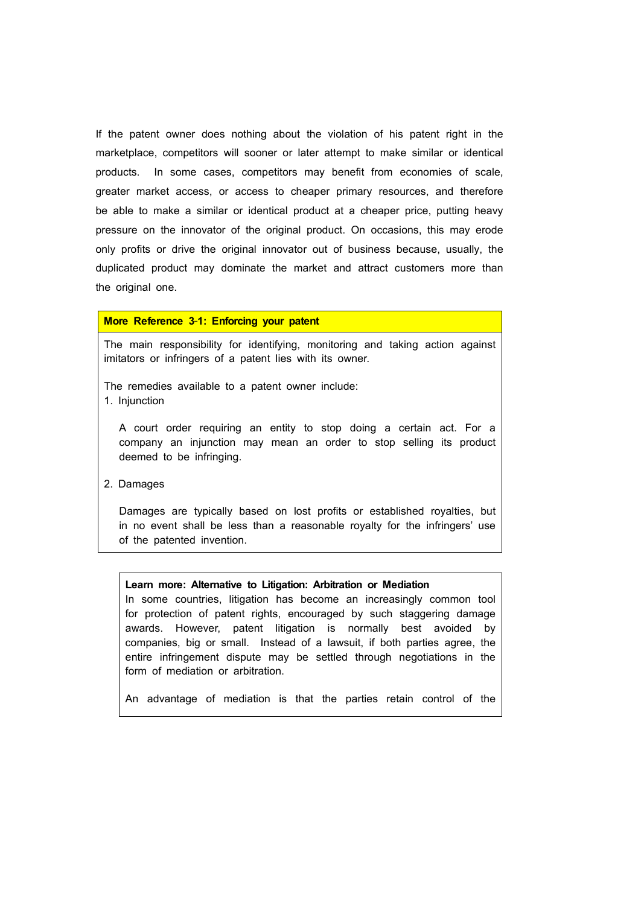If the patent owner does nothing about the violation of his patent right in the marketplace, competitors will sooner or later attempt to make similar or identical products. In some cases, competitors may benefit from economies of scale, greater market access, or access to cheaper primary resources, and therefore be able to make a similar or identical product at a cheaper price, putting heavy pressure on the innovator of the original product. On occasions, this may erode only profits or drive the original innovator out of business because, usually, the duplicated product may dominate the market and attract customers more than the original one.

**More Reference 3-1: Enforcing your patent**

The main responsibility for identifying, monitoring and taking action against imitators or infringers of a patent lies with its owner.

The remedies available to a patent owner include:

1. Injunction

   A court order requiring an entity to stop doing a certain act. For a company an injunction may mean an order to stop selling its product deemed to be infringing.

2. Damages

   Damages are typically based on lost profits or established royalties, but in no event shall be less than a reasonable royalty for the infringers' use of the patented invention.

**Learn more: Alternative to Litigation: Arbitration or Mediation**

In some countries, litigation has become an increasingly common tool for protection of patent rights, encouraged by such staggering damage awards. However, patent litigation is normally best avoided by companies, big or small. Instead of a lawsuit, if both parties agree, the entire infringement dispute may be settled through negotiations in the form of mediation or arbitration.

An advantage of mediation is that the parties retain control of the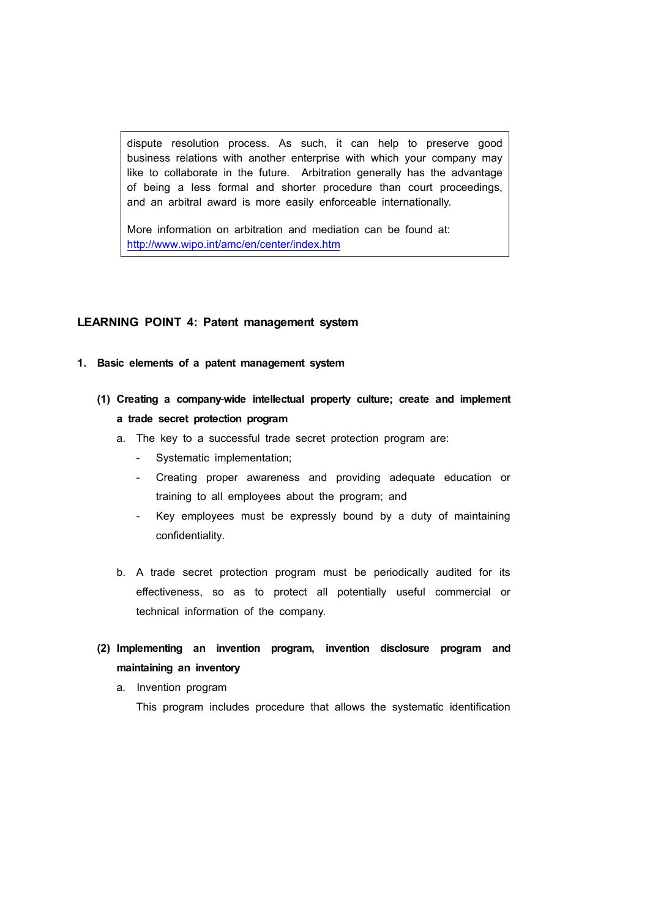> dispute resolution process. As such, it can help to preserve good business relations with another enterprise with which your company may like to collaborate in the future. Arbitration generally has the advantage of being a less formal and shorter procedure than court proceedings, and an arbitral award is more easily enforceable internationally.
>
> More information on arbitration and mediation can be found at: http://www.wipo.int/amc/en/center/index.htm

## LEARNING POINT 4: Patent management system

### 1. Basic elements of a patent management system

#### (1) Creating a company-wide intellectual property culture; create and implement a trade secret protection program

a. The key to a successful trade secret protection program are:

- Systematic implementation;
- Creating proper awareness and providing adequate education or training to all employees about the program; and
- Key employees must be expressly bound by a duty of maintaining confidentiality.

b. A trade secret protection program must be periodically audited for its effectiveness, so as to protect all potentially useful commercial or technical information of the company.

#### (2) Implementing an invention program, invention disclosure program and maintaining an inventory

a. Invention program

This program includes procedure that allows the systematic identification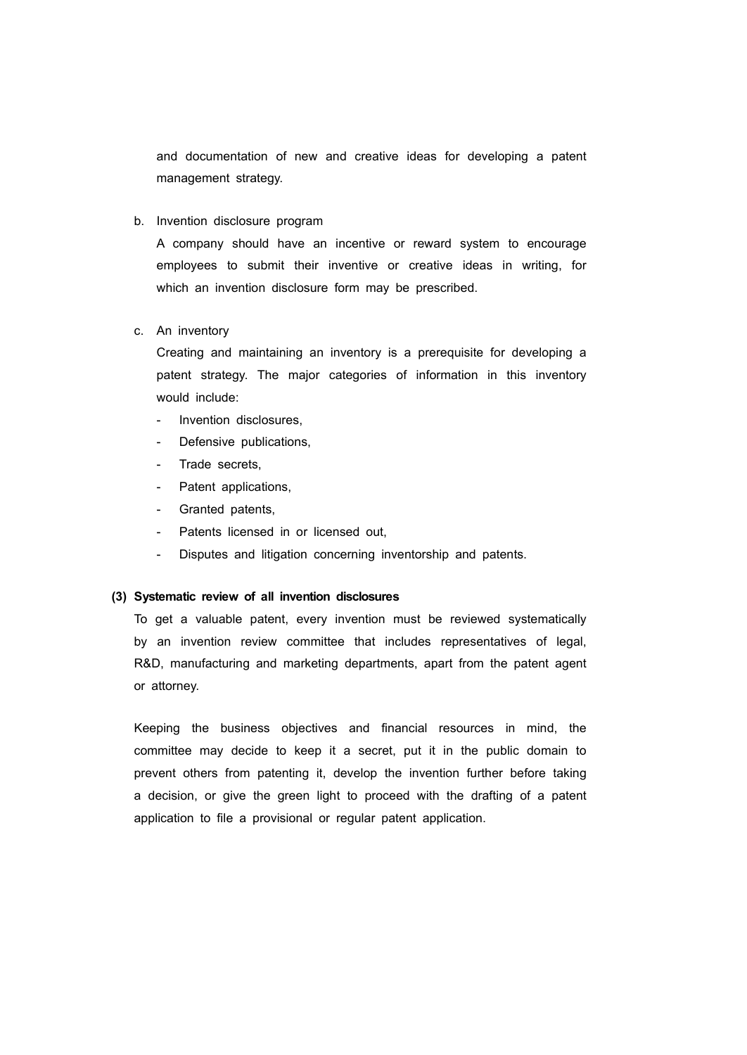and documentation of new and creative ideas for developing a patent management strategy.

b. Invention disclosure program

A company should have an incentive or reward system to encourage employees to submit their inventive or creative ideas in writing, for which an invention disclosure form may be prescribed.

c. An inventory

Creating and maintaining an inventory is a prerequisite for developing a patent strategy. The major categories of information in this inventory would include:

- Invention disclosures,
- Defensive publications,
- Trade secrets,
- Patent applications,
- Granted patents,
- Patents licensed in or licensed out,
- Disputes and litigation concerning inventorship and patents.

**(3) Systematic review of all invention disclosures**

To get a valuable patent, every invention must be reviewed systematically by an invention review committee that includes representatives of legal, R&D, manufacturing and marketing departments, apart from the patent agent or attorney.

Keeping the business objectives and financial resources in mind, the committee may decide to keep it a secret, put it in the public domain to prevent others from patenting it, develop the invention further before taking a decision, or give the green light to proceed with the drafting of a patent application to file a provisional or regular patent application.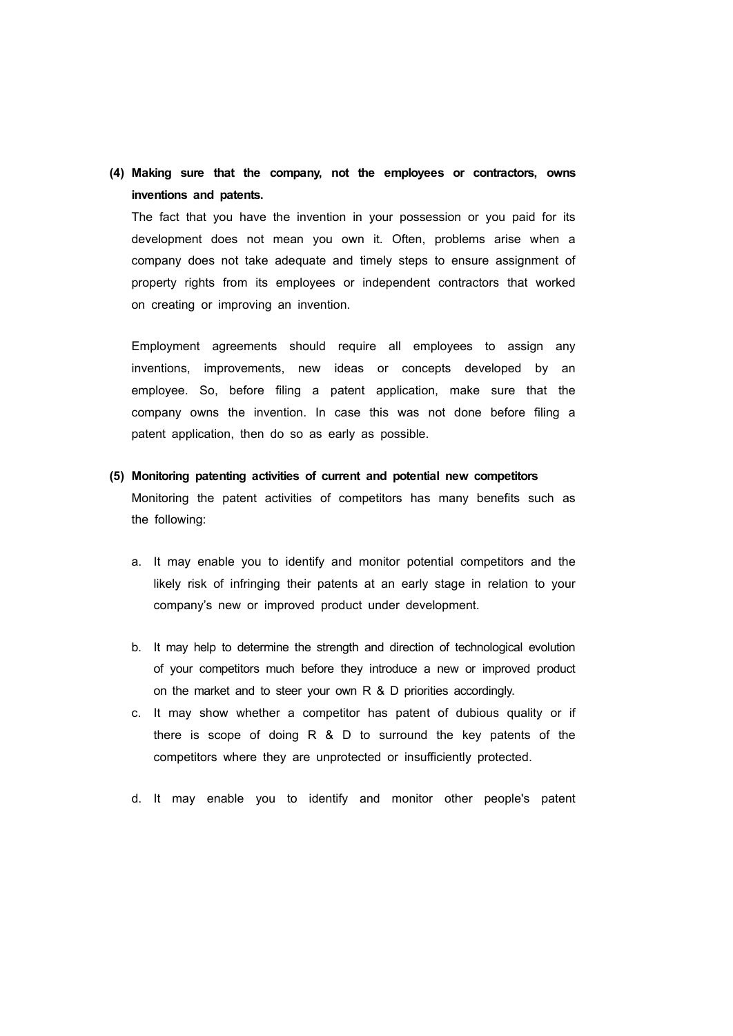**(4) Making sure that the company, not the employees or contractors, owns inventions and patents.**

The fact that you have the invention in your possession or you paid for its development does not mean you own it. Often, problems arise when a company does not take adequate and timely steps to ensure assignment of property rights from its employees or independent contractors that worked on creating or improving an invention.

Employment agreements should require all employees to assign any inventions, improvements, new ideas or concepts developed by an employee. So, before filing a patent application, make sure that the company owns the invention. In case this was not done before filing a patent application, then do so as early as possible.

**(5) Monitoring patenting activities of current and potential new competitors**

Monitoring the patent activities of competitors has many benefits such as the following:

a. It may enable you to identify and monitor potential competitors and the likely risk of infringing their patents at an early stage in relation to your company's new or improved product under development.

b. It may help to determine the strength and direction of technological evolution of your competitors much before they introduce a new or improved product on the market and to steer your own R & D priorities accordingly.

c. It may show whether a competitor has patent of dubious quality or if there is scope of doing R & D to surround the key patents of the competitors where they are unprotected or insufficiently protected.

d. It may enable you to identify and monitor other people's patent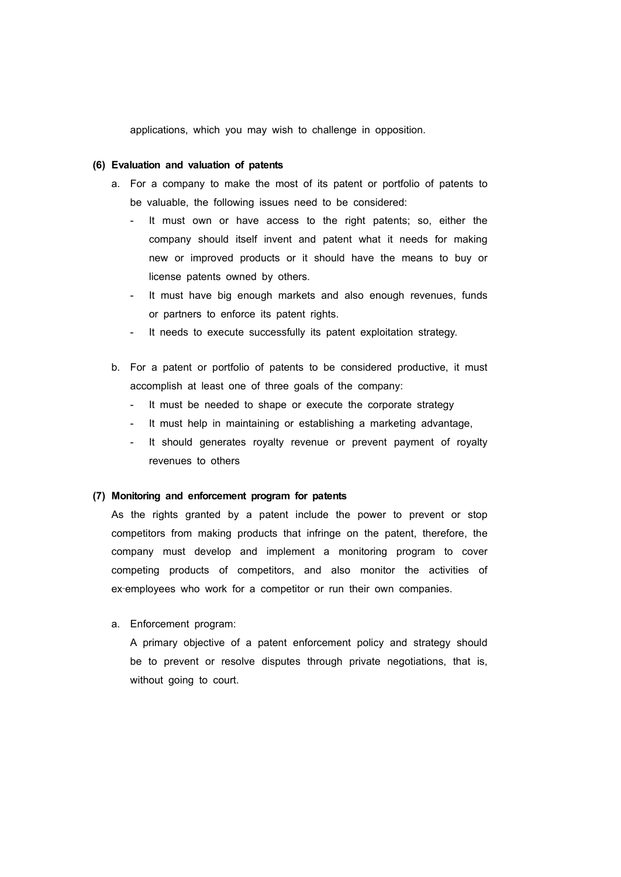applications, which you may wish to challenge in opposition.

**(6) Evaluation and valuation of patents**

a. For a company to make the most of its patent or portfolio of patents to be valuable, the following issues need to be considered:

   - It must own or have access to the right patents; so, either the company should itself invent and patent what it needs for making new or improved products or it should have the means to buy or license patents owned by others.
   - It must have big enough markets and also enough revenues, funds or partners to enforce its patent rights.
   - It needs to execute successfully its patent exploitation strategy.

b. For a patent or portfolio of patents to be considered productive, it must accomplish at least one of three goals of the company:

   - It must be needed to shape or execute the corporate strategy
   - It must help in maintaining or establishing a marketing advantage,
   - It should generates royalty revenue or prevent payment of royalty revenues to others

**(7) Monitoring and enforcement program for patents**

As the rights granted by a patent include the power to prevent or stop competitors from making products that infringe on the patent, therefore, the company must develop and implement a monitoring program to cover competing products of competitors, and also monitor the activities of ex-employees who work for a competitor or run their own companies.

a. Enforcement program:

   A primary objective of a patent enforcement policy and strategy should be to prevent or resolve disputes through private negotiations, that is, without going to court.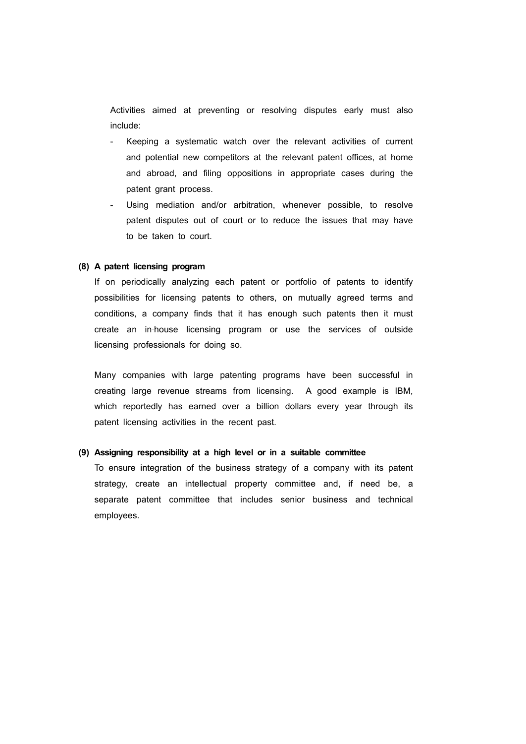Activities aimed at preventing or resolving disputes early must also include:

- Keeping a systematic watch over the relevant activities of current and potential new competitors at the relevant patent offices, at home and abroad, and filing oppositions in appropriate cases during the patent grant process.
- Using mediation and/or arbitration, whenever possible, to resolve patent disputes out of court or to reduce the issues that may have to be taken to court.

**(8) A patent licensing program**

If on periodically analyzing each patent or portfolio of patents to identify possibilities for licensing patents to others, on mutually agreed terms and conditions, a company finds that it has enough such patents then it must create an in-house licensing program or use the services of outside licensing professionals for doing so.

Many companies with large patenting programs have been successful in creating large revenue streams from licensing. A good example is IBM, which reportedly has earned over a billion dollars every year through its patent licensing activities in the recent past.

**(9) Assigning responsibility at a high level or in a suitable committee**

To ensure integration of the business strategy of a company with its patent strategy, create an intellectual property committee and, if need be, a separate patent committee that includes senior business and technical employees.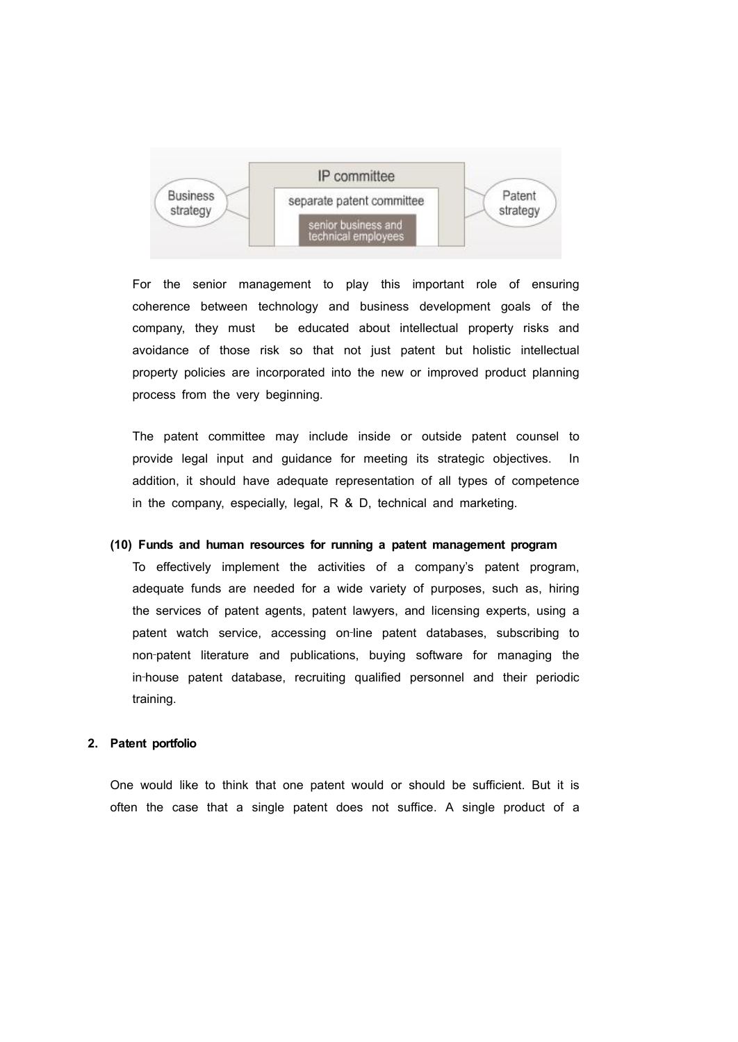IP committee

Business strategy — separate patent committee — Patent strategy

senior business and technical employees

For the senior management to play this important role of ensuring coherence between technology and business development goals of the company, they must be educated about intellectual property risks and avoidance of those risk so that not just patent but holistic intellectual property policies are incorporated into the new or improved product planning process from the very beginning.

The patent committee may include inside or outside patent counsel to provide legal input and guidance for meeting its strategic objectives. In addition, it should have adequate representation of all types of competence in the company, especially, legal, R & D, technical and marketing.

**(10) Funds and human resources for running a patent management program**

To effectively implement the activities of a company's patent program, adequate funds are needed for a wide variety of purposes, such as, hiring the services of patent agents, patent lawyers, and licensing experts, using a patent watch service, accessing on-line patent databases, subscribing to non-patent literature and publications, buying software for managing the in-house patent database, recruiting qualified personnel and their periodic training.

## 2. Patent portfolio

One would like to think that one patent would or should be sufficient. But it is often the case that a single patent does not suffice. A single product of a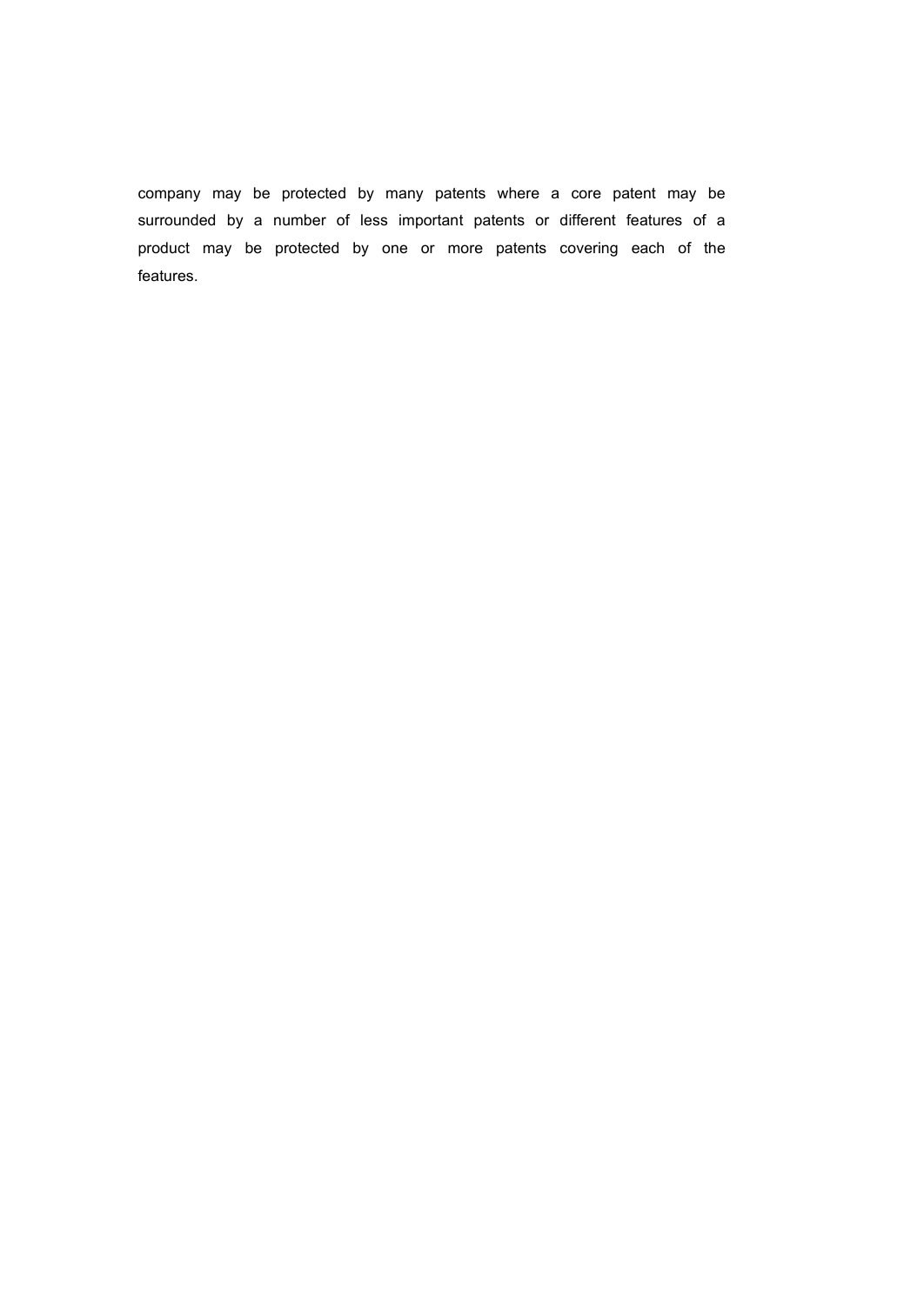company may be protected by many patents where a core patent may be surrounded by a number of less important patents or different features of a product may be protected by one or more patents covering each of the features.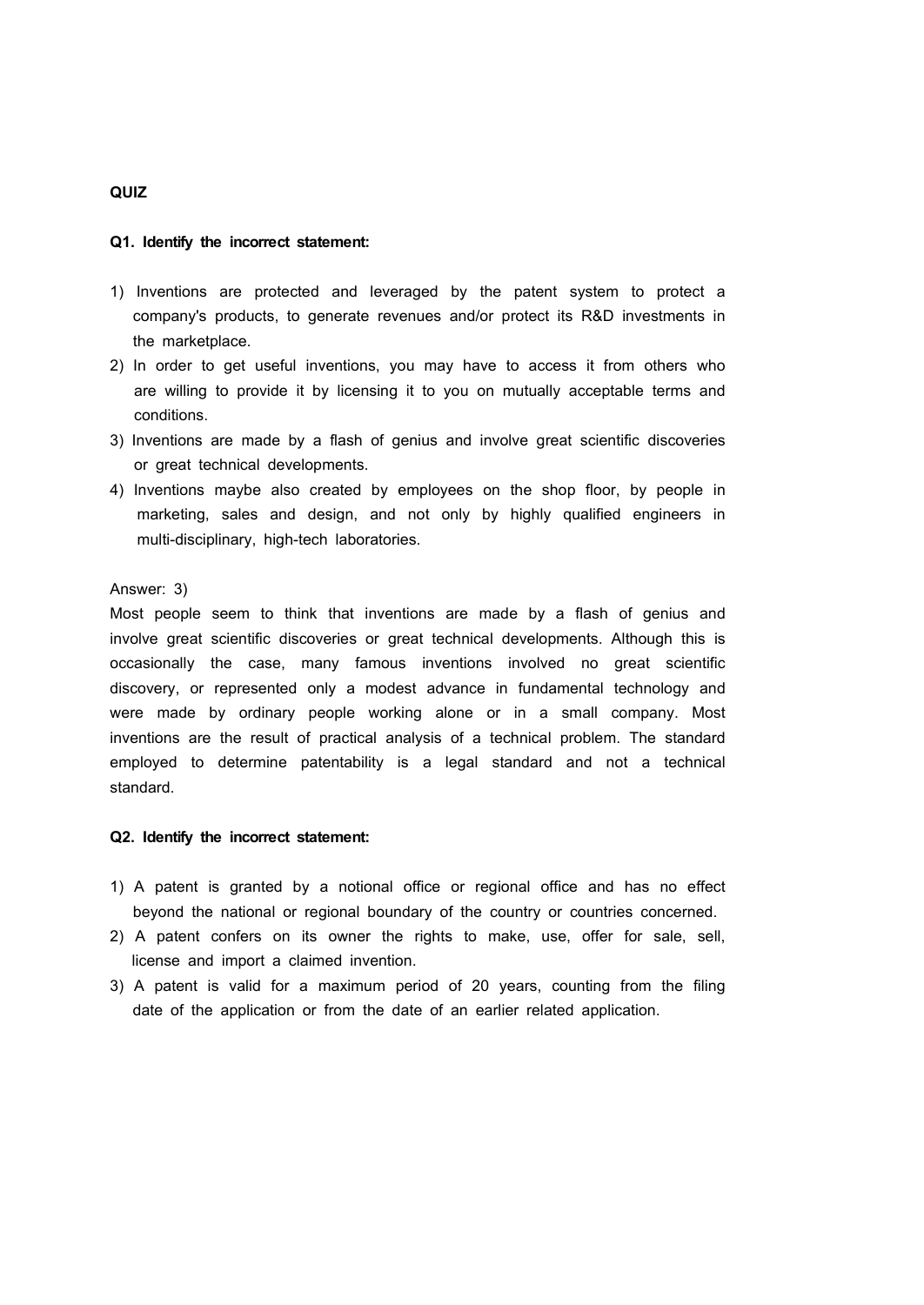**QUIZ**

**Q1. Identify the incorrect statement:**

1) Inventions are protected and leveraged by the patent system to protect a company's products, to generate revenues and/or protect its R&D investments in the marketplace.
2) In order to get useful inventions, you may have to access it from others who are willing to provide it by licensing it to you on mutually acceptable terms and conditions.
3) Inventions are made by a flash of genius and involve great scientific discoveries or great technical developments.
4) Inventions maybe also created by employees on the shop floor, by people in marketing, sales and design, and not only by highly qualified engineers in multi-disciplinary, high-tech laboratories.

Answer: 3)

Most people seem to think that inventions are made by a flash of genius and involve great scientific discoveries or great technical developments. Although this is occasionally the case, many famous inventions involved no great scientific discovery, or represented only a modest advance in fundamental technology and were made by ordinary people working alone or in a small company. Most inventions are the result of practical analysis of a technical problem. The standard employed to determine patentability is a legal standard and not a technical standard.

**Q2. Identify the incorrect statement:**

1) A patent is granted by a notional office or regional office and has no effect beyond the national or regional boundary of the country or countries concerned.
2) A patent confers on its owner the rights to make, use, offer for sale, sell, license and import a claimed invention.
3) A patent is valid for a maximum period of 20 years, counting from the filing date of the application or from the date of an earlier related application.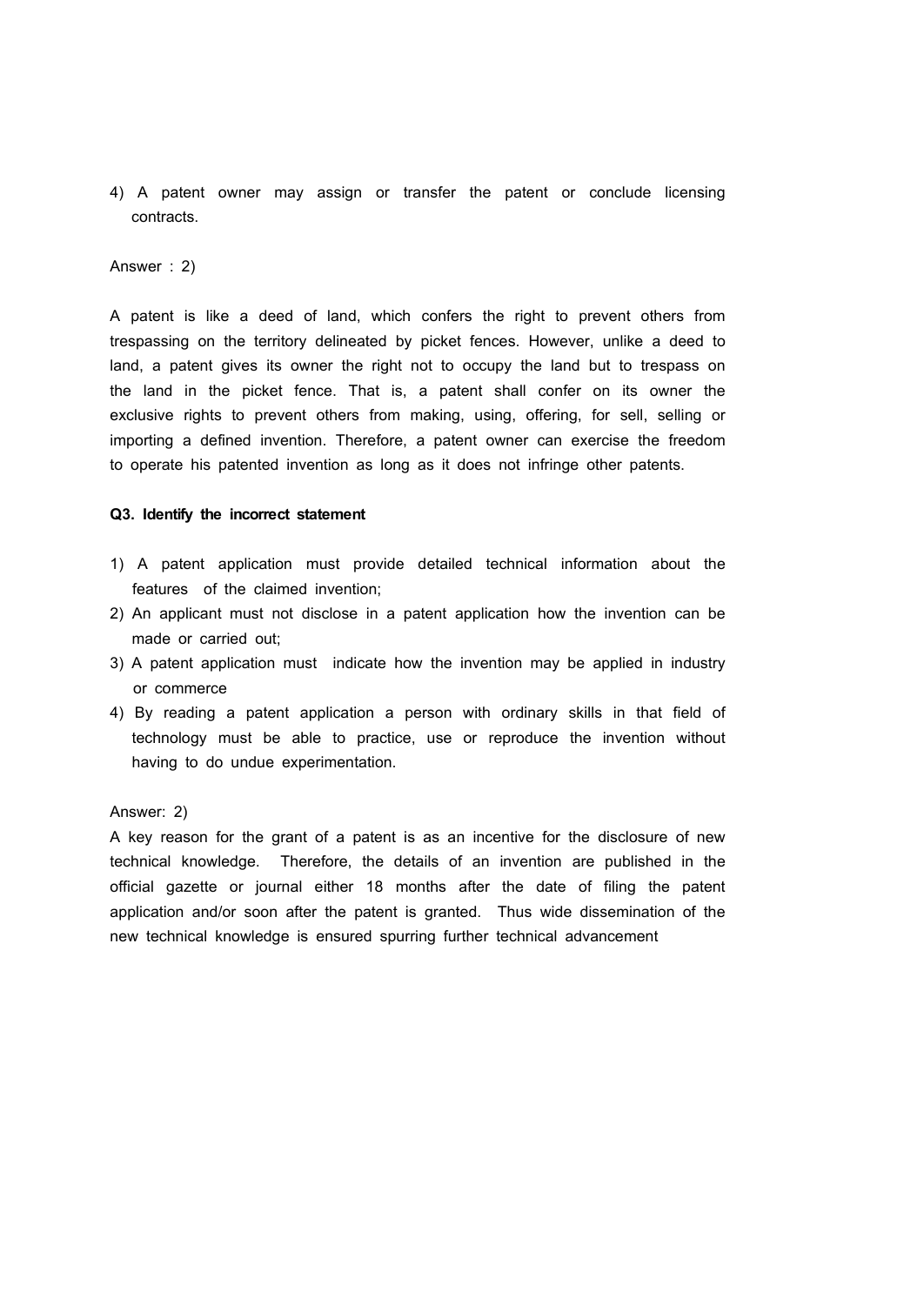4) A patent owner may assign or transfer the patent or conclude licensing contracts.

Answer : 2)

A patent is like a deed of land, which confers the right to prevent others from trespassing on the territory delineated by picket fences. However, unlike a deed to land, a patent gives its owner the right not to occupy the land but to trespass on the land in the picket fence. That is, a patent shall confer on its owner the exclusive rights to prevent others from making, using, offering, for sell, selling or importing a defined invention. Therefore, a patent owner can exercise the freedom to operate his patented invention as long as it does not infringe other patents.

**Q3. Identify the incorrect statement**

1) A patent application must provide detailed technical information about the features of the claimed invention;
2) An applicant must not disclose in a patent application how the invention can be made or carried out;
3) A patent application must indicate how the invention may be applied in industry or commerce
4) By reading a patent application a person with ordinary skills in that field of technology must be able to practice, use or reproduce the invention without having to do undue experimentation.

Answer: 2)

A key reason for the grant of a patent is as an incentive for the disclosure of new technical knowledge. Therefore, the details of an invention are published in the official gazette or journal either 18 months after the date of filing the patent application and/or soon after the patent is granted. Thus wide dissemination of the new technical knowledge is ensured spurring further technical advancement